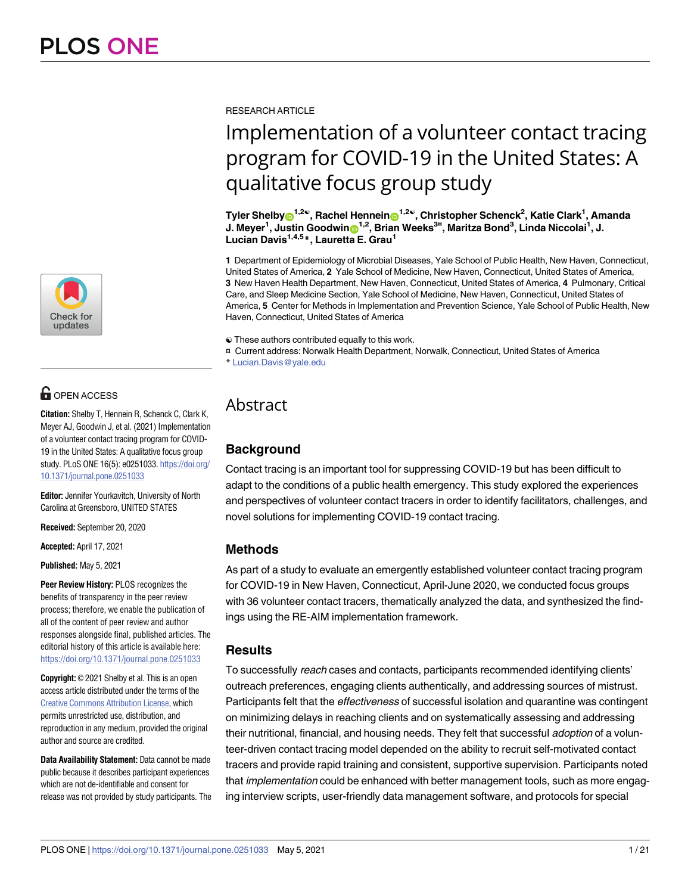RESEARCH ARTICLE

# Implementation of a volunteer contact tracing program for COVID-19 in the United States: A qualitative focus group study

**Tyler Shelby[1,2☯], Rachel Hennein[1,2☯], Christopher Schenck[2], Katie Clark[1], Amanda J. Meyer[1], Justin Goodwin[1,2], Brian Weeks[3¤], Maritza Bond[3], Linda Niccolai[1], J. Lucian Davis[1,4,5*], Lauretta E. Grau[1]**

**1** Department of Epidemiology of Microbial Diseases, Yale School of Public Health, New Haven, Connecticut, United States of America, **2** Yale School of Medicine, New Haven, Connecticut, United States of America, **3** New Haven Health Department, New Haven, Connecticut, United States of America, **4** Pulmonary, Critical Care, and Sleep Medicine Section, Yale School of Medicine, New Haven, Connecticut, United States of America, **5** Center for Methods in Implementation and Prevention Science, Yale School of Public Health, New Haven, Connecticut, United States of America

☯ These authors contributed equally to this work.
¤ Current address: Norwalk Health Department, Norwalk, Connecticut, United States of America
* Lucian.Davis@yale.edu

OPEN ACCESS

**Citation:** Shelby T, Hennein R, Schenck C, Clark K, Meyer AJ, Goodwin J, et al. (2021) Implementation of a volunteer contact tracing program for COVID-19 in the United States: A qualitative focus group study. PLoS ONE 16(5): e0251033. https://doi.org/10.1371/journal.pone.0251033

**Editor:** Jennifer Yourkavitch, University of North Carolina at Greensboro, UNITED STATES

**Received:** September 20, 2020

**Accepted:** April 17, 2021

**Published:** May 5, 2021

**Peer Review History:** PLOS recognizes the benefits of transparency in the peer review process; therefore, we enable the publication of all of the content of peer review and author responses alongside final, published articles. The editorial history of this article is available here: https://doi.org/10.1371/journal.pone.0251033

**Copyright:** © 2021 Shelby et al. This is an open access article distributed under the terms of the Creative Commons Attribution License, which permits unrestricted use, distribution, and reproduction in any medium, provided the original author and source are credited.

**Data Availability Statement:** Data cannot be made public because it describes participant experiences which are not de-identifiable and consent for release was not provided by study participants. The

## Abstract

### Background

Contact tracing is an important tool for suppressing COVID-19 but has been difficult to adapt to the conditions of a public health emergency. This study explored the experiences and perspectives of volunteer contact tracers in order to identify facilitators, challenges, and novel solutions for implementing COVID-19 contact tracing.

### Methods

As part of a study to evaluate an emergently established volunteer contact tracing program for COVID-19 in New Haven, Connecticut, April-June 2020, we conducted focus groups with 36 volunteer contact tracers, thematically analyzed the data, and synthesized the findings using the RE-AIM implementation framework.

### Results

To successfully *reach* cases and contacts, participants recommended identifying clients' outreach preferences, engaging clients authentically, and addressing sources of mistrust. Participants felt that the *effectiveness* of successful isolation and quarantine was contingent on minimizing delays in reaching clients and on systematically assessing and addressing their nutritional, financial, and housing needs. They felt that successful *adoption* of a volunteer-driven contact tracing model depended on the ability to recruit self-motivated contact tracers and provide rapid training and consistent, supportive supervision. Participants noted that *implementation* could be enhanced with better management tools, such as more engaging interview scripts, user-friendly data management software, and protocols for special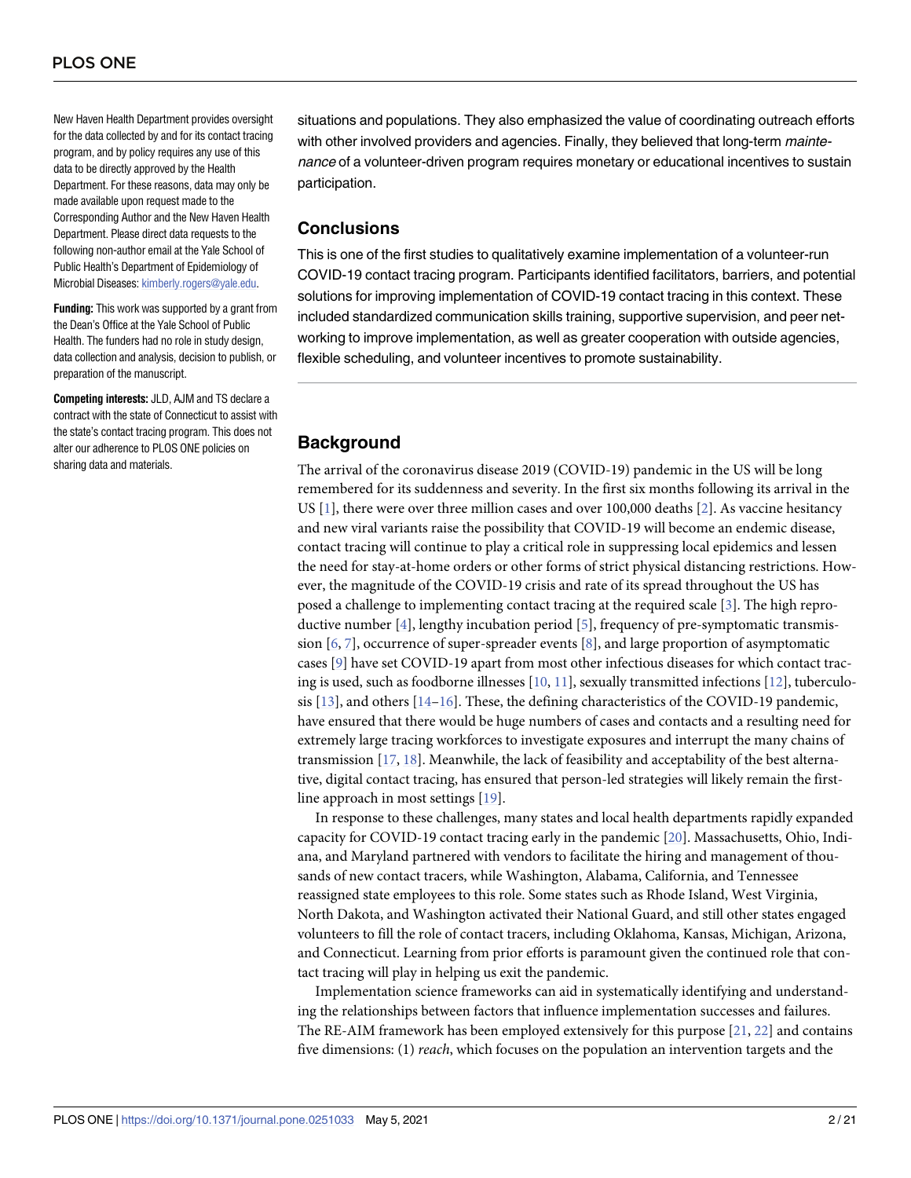New Haven Health Department provides oversight for the data collected by and for its contact tracing program, and by policy requires any use of this data to be directly approved by the Health Department. For these reasons, data may only be made available upon request made to the Corresponding Author and the New Haven Health Department. Please direct data requests to the following non-author email at the Yale School of Public Health's Department of Epidemiology of Microbial Diseases: kimberly.rogers@yale.edu.

**Funding:** This work was supported by a grant from the Dean's Office at the Yale School of Public Health. The funders had no role in study design, data collection and analysis, decision to publish, or preparation of the manuscript.

**Competing interests:** JLD, AJM and TS declare a contract with the state of Connecticut to assist with the state's contact tracing program. This does not alter our adherence to PLOS ONE policies on sharing data and materials.

situations and populations. They also emphasized the value of coordinating outreach efforts with other involved providers and agencies. Finally, they believed that long-term *maintenance* of a volunteer-driven program requires monetary or educational incentives to sustain participation.

## Conclusions

This is one of the first studies to qualitatively examine implementation of a volunteer-run COVID-19 contact tracing program. Participants identified facilitators, barriers, and potential solutions for improving implementation of COVID-19 contact tracing in this context. These included standardized communication skills training, supportive supervision, and peer networking to improve implementation, as well as greater cooperation with outside agencies, flexible scheduling, and volunteer incentives to promote sustainability.

## Background

The arrival of the coronavirus disease 2019 (COVID-19) pandemic in the US will be long remembered for its suddenness and severity. In the first six months following its arrival in the US [1], there were over three million cases and over 100,000 deaths [2]. As vaccine hesitancy and new viral variants raise the possibility that COVID-19 will become an endemic disease, contact tracing will continue to play a critical role in suppressing local epidemics and lessen the need for stay-at-home orders or other forms of strict physical distancing restrictions. However, the magnitude of the COVID-19 crisis and rate of its spread throughout the US has posed a challenge to implementing contact tracing at the required scale [3]. The high reproductive number [4], lengthy incubation period [5], frequency of pre-symptomatic transmission [6, 7], occurrence of super-spreader events [8], and large proportion of asymptomatic cases [9] have set COVID-19 apart from most other infectious diseases for which contact tracing is used, such as foodborne illnesses [10, 11], sexually transmitted infections [12], tuberculosis [13], and others [14–16]. These, the defining characteristics of the COVID-19 pandemic, have ensured that there would be huge numbers of cases and contacts and a resulting need for extremely large tracing workforces to investigate exposures and interrupt the many chains of transmission [17, 18]. Meanwhile, the lack of feasibility and acceptability of the best alternative, digital contact tracing, has ensured that person-led strategies will likely remain the first-line approach in most settings [19].

In response to these challenges, many states and local health departments rapidly expanded capacity for COVID-19 contact tracing early in the pandemic [20]. Massachusetts, Ohio, Indiana, and Maryland partnered with vendors to facilitate the hiring and management of thousands of new contact tracers, while Washington, Alabama, California, and Tennessee reassigned state employees to this role. Some states such as Rhode Island, West Virginia, North Dakota, and Washington activated their National Guard, and still other states engaged volunteers to fill the role of contact tracers, including Oklahoma, Kansas, Michigan, Arizona, and Connecticut. Learning from prior efforts is paramount given the continued role that contact tracing will play in helping us exit the pandemic.

Implementation science frameworks can aid in systematically identifying and understanding the relationships between factors that influence implementation successes and failures. The RE-AIM framework has been employed extensively for this purpose [21, 22] and contains five dimensions: (1) *reach*, which focuses on the population an intervention targets and the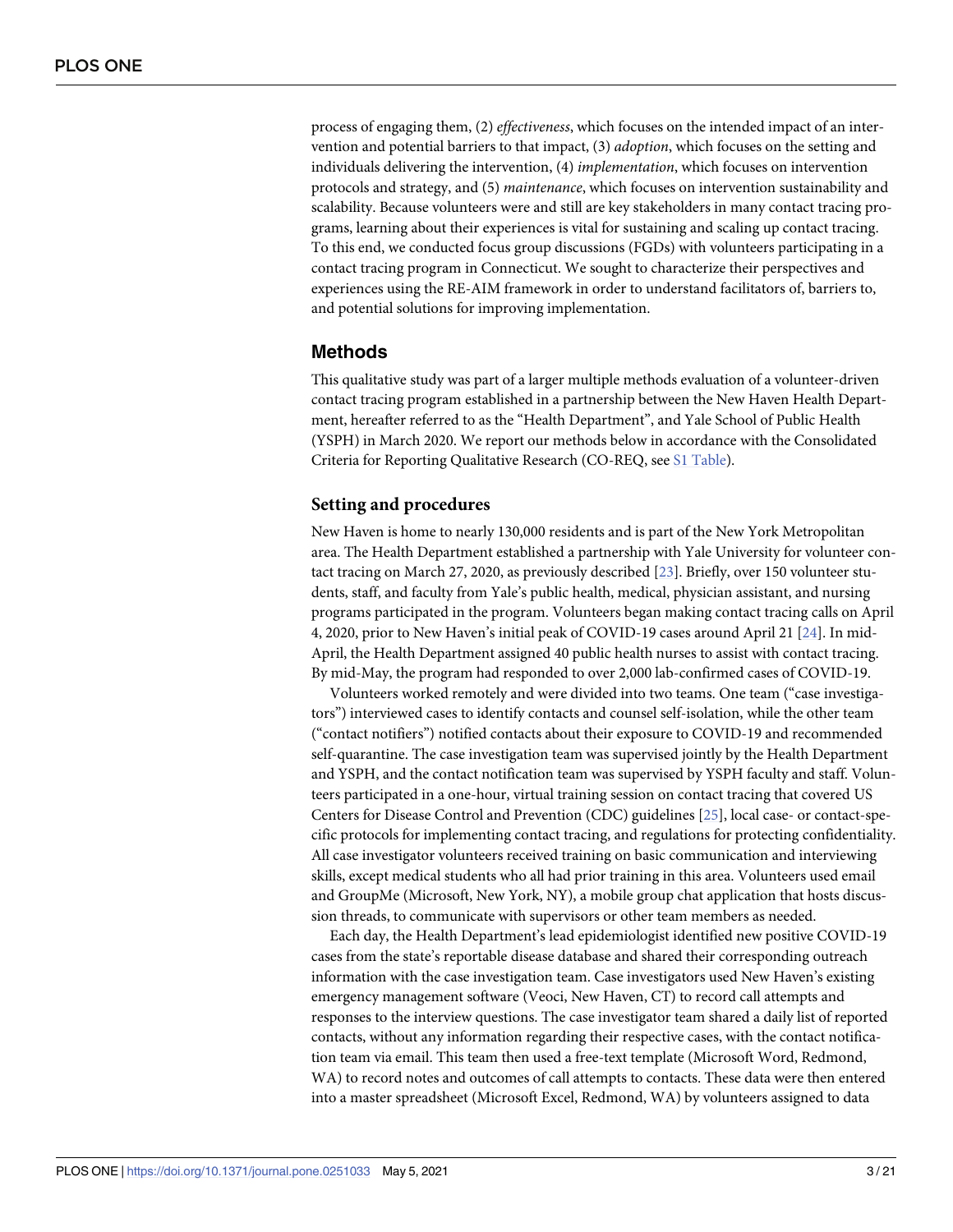process of engaging them, (2) *effectiveness*, which focuses on the intended impact of an intervention and potential barriers to that impact, (3) *adoption*, which focuses on the setting and individuals delivering the intervention, (4) *implementation*, which focuses on intervention protocols and strategy, and (5) *maintenance*, which focuses on intervention sustainability and scalability. Because volunteers were and still are key stakeholders in many contact tracing programs, learning about their experiences is vital for sustaining and scaling up contact tracing. To this end, we conducted focus group discussions (FGDs) with volunteers participating in a contact tracing program in Connecticut. We sought to characterize their perspectives and experiences using the RE-AIM framework in order to understand facilitators of, barriers to, and potential solutions for improving implementation.

## Methods

This qualitative study was part of a larger multiple methods evaluation of a volunteer-driven contact tracing program established in a partnership between the New Haven Health Department, hereafter referred to as the "Health Department", and Yale School of Public Health (YSPH) in March 2020. We report our methods below in accordance with the Consolidated Criteria for Reporting Qualitative Research (CO-REQ, see S1 Table).

### Setting and procedures

New Haven is home to nearly 130,000 residents and is part of the New York Metropolitan area. The Health Department established a partnership with Yale University for volunteer contact tracing on March 27, 2020, as previously described [23]. Briefly, over 150 volunteer students, staff, and faculty from Yale's public health, medical, physician assistant, and nursing programs participated in the program. Volunteers began making contact tracing calls on April 4, 2020, prior to New Haven's initial peak of COVID-19 cases around April 21 [24]. In mid-April, the Health Department assigned 40 public health nurses to assist with contact tracing. By mid-May, the program had responded to over 2,000 lab-confirmed cases of COVID-19.

Volunteers worked remotely and were divided into two teams. One team ("case investigators") interviewed cases to identify contacts and counsel self-isolation, while the other team ("contact notifiers") notified contacts about their exposure to COVID-19 and recommended self-quarantine. The case investigation team was supervised jointly by the Health Department and YSPH, and the contact notification team was supervised by YSPH faculty and staff. Volunteers participated in a one-hour, virtual training session on contact tracing that covered US Centers for Disease Control and Prevention (CDC) guidelines [25], local case- or contact-specific protocols for implementing contact tracing, and regulations for protecting confidentiality. All case investigator volunteers received training on basic communication and interviewing skills, except medical students who all had prior training in this area. Volunteers used email and GroupMe (Microsoft, New York, NY), a mobile group chat application that hosts discussion threads, to communicate with supervisors or other team members as needed.

Each day, the Health Department's lead epidemiologist identified new positive COVID-19 cases from the state's reportable disease database and shared their corresponding outreach information with the case investigation team. Case investigators used New Haven's existing emergency management software (Veoci, New Haven, CT) to record call attempts and responses to the interview questions. The case investigator team shared a daily list of reported contacts, without any information regarding their respective cases, with the contact notification team via email. This team then used a free-text template (Microsoft Word, Redmond, WA) to record notes and outcomes of call attempts to contacts. These data were then entered into a master spreadsheet (Microsoft Excel, Redmond, WA) by volunteers assigned to data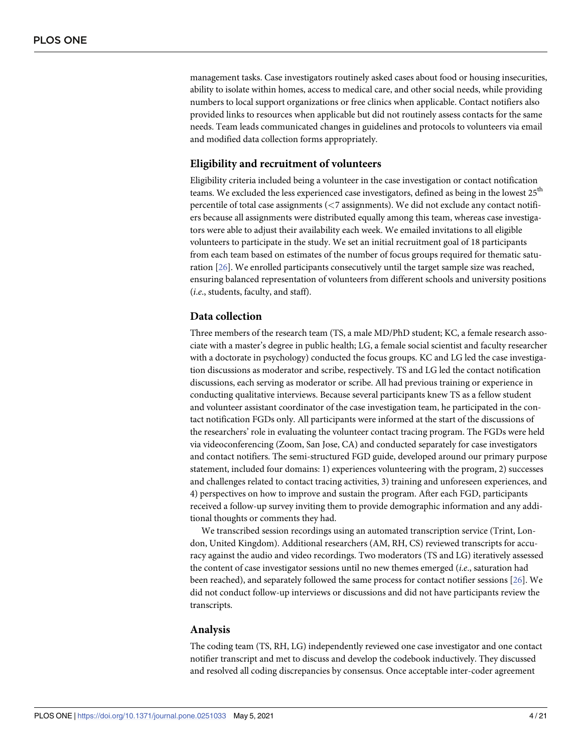management tasks. Case investigators routinely asked cases about food or housing insecurities, ability to isolate within homes, access to medical care, and other social needs, while providing numbers to local support organizations or free clinics when applicable. Contact notifiers also provided links to resources when applicable but did not routinely assess contacts for the same needs. Team leads communicated changes in guidelines and protocols to volunteers via email and modified data collection forms appropriately.

## Eligibility and recruitment of volunteers

Eligibility criteria included being a volunteer in the case investigation or contact notification teams. We excluded the less experienced case investigators, defined as being in the lowest 25th percentile of total case assignments (<7 assignments). We did not exclude any contact notifiers because all assignments were distributed equally among this team, whereas case investigators were able to adjust their availability each week. We emailed invitations to all eligible volunteers to participate in the study. We set an initial recruitment goal of 18 participants from each team based on estimates of the number of focus groups required for thematic saturation [26]. We enrolled participants consecutively until the target sample size was reached, ensuring balanced representation of volunteers from different schools and university positions (*i.e*., students, faculty, and staff).

## Data collection

Three members of the research team (TS, a male MD/PhD student; KC, a female research associate with a master's degree in public health; LG, a female social scientist and faculty researcher with a doctorate in psychology) conducted the focus groups. KC and LG led the case investigation discussions as moderator and scribe, respectively. TS and LG led the contact notification discussions, each serving as moderator or scribe. All had previous training or experience in conducting qualitative interviews. Because several participants knew TS as a fellow student and volunteer assistant coordinator of the case investigation team, he participated in the contact notification FGDs only. All participants were informed at the start of the discussions of the researchers' role in evaluating the volunteer contact tracing program. The FGDs were held via videoconferencing (Zoom, San Jose, CA) and conducted separately for case investigators and contact notifiers. The semi-structured FGD guide, developed around our primary purpose statement, included four domains: 1) experiences volunteering with the program, 2) successes and challenges related to contact tracing activities, 3) training and unforeseen experiences, and 4) perspectives on how to improve and sustain the program. After each FGD, participants received a follow-up survey inviting them to provide demographic information and any additional thoughts or comments they had.

We transcribed session recordings using an automated transcription service (Trint, London, United Kingdom). Additional researchers (AM, RH, CS) reviewed transcripts for accuracy against the audio and video recordings. Two moderators (TS and LG) iteratively assessed the content of case investigator sessions until no new themes emerged (*i.e*., saturation had been reached), and separately followed the same process for contact notifier sessions [26]. We did not conduct follow-up interviews or discussions and did not have participants review the transcripts.

## Analysis

The coding team (TS, RH, LG) independently reviewed one case investigator and one contact notifier transcript and met to discuss and develop the codebook inductively. They discussed and resolved all coding discrepancies by consensus. Once acceptable inter-coder agreement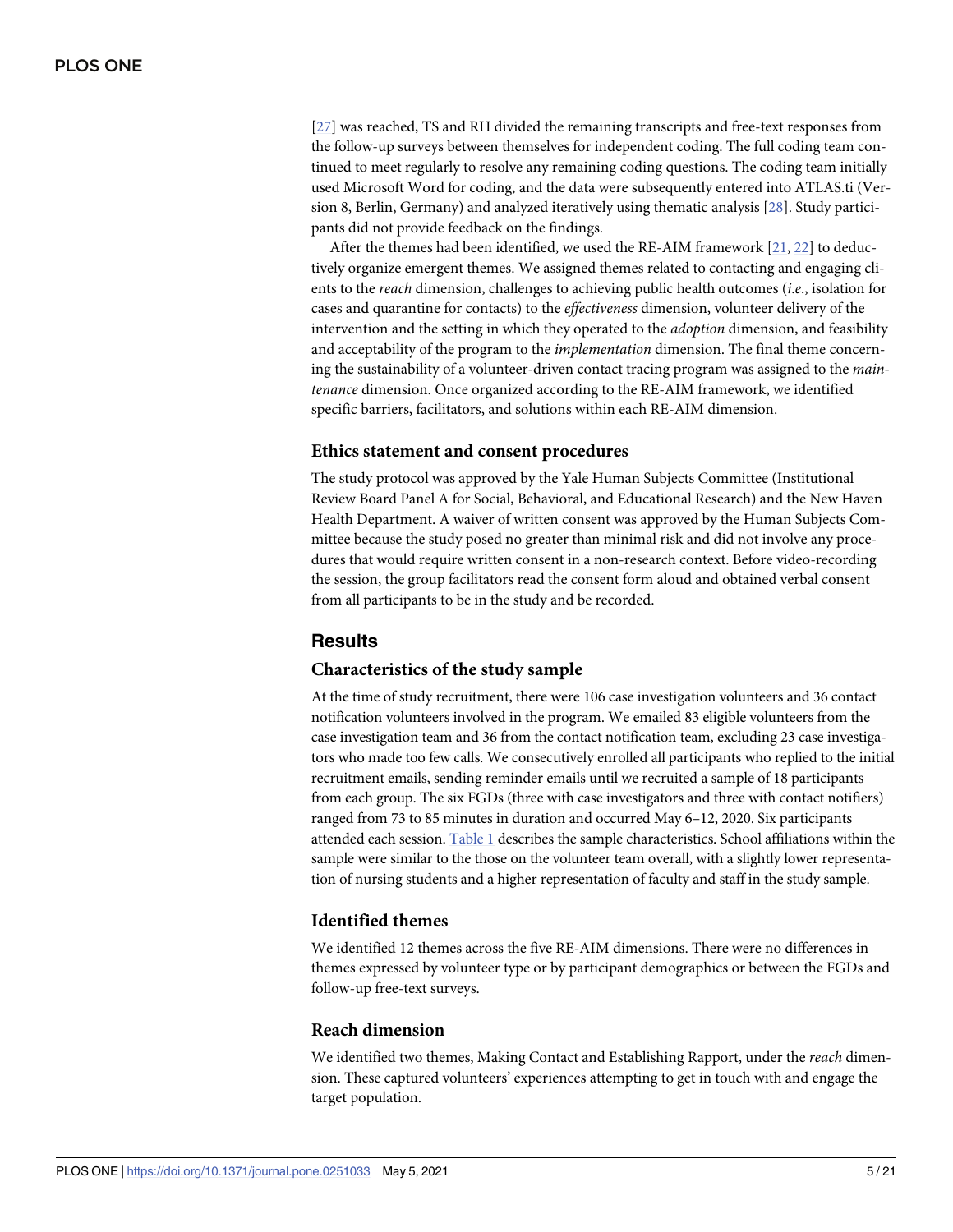[27] was reached, TS and RH divided the remaining transcripts and free-text responses from the follow-up surveys between themselves for independent coding. The full coding team continued to meet regularly to resolve any remaining coding questions. The coding team initially used Microsoft Word for coding, and the data were subsequently entered into ATLAS.ti (Version 8, Berlin, Germany) and analyzed iteratively using thematic analysis [28]. Study participants did not provide feedback on the findings.

After the themes had been identified, we used the RE-AIM framework [21, 22] to deductively organize emergent themes. We assigned themes related to contacting and engaging clients to the *reach* dimension, challenges to achieving public health outcomes (*i.e.*, isolation for cases and quarantine for contacts) to the *effectiveness* dimension, volunteer delivery of the intervention and the setting in which they operated to the *adoption* dimension, and feasibility and acceptability of the program to the *implementation* dimension. The final theme concerning the sustainability of a volunteer-driven contact tracing program was assigned to the *maintenance* dimension. Once organized according to the RE-AIM framework, we identified specific barriers, facilitators, and solutions within each RE-AIM dimension.

### Ethics statement and consent procedures

The study protocol was approved by the Yale Human Subjects Committee (Institutional Review Board Panel A for Social, Behavioral, and Educational Research) and the New Haven Health Department. A waiver of written consent was approved by the Human Subjects Committee because the study posed no greater than minimal risk and did not involve any procedures that would require written consent in a non-research context. Before video-recording the session, the group facilitators read the consent form aloud and obtained verbal consent from all participants to be in the study and be recorded.

## Results

### Characteristics of the study sample

At the time of study recruitment, there were 106 case investigation volunteers and 36 contact notification volunteers involved in the program. We emailed 83 eligible volunteers from the case investigation team and 36 from the contact notification team, excluding 23 case investigators who made too few calls. We consecutively enrolled all participants who replied to the initial recruitment emails, sending reminder emails until we recruited a sample of 18 participants from each group. The six FGDs (three with case investigators and three with contact notifiers) ranged from 73 to 85 minutes in duration and occurred May 6–12, 2020. Six participants attended each session. Table 1 describes the sample characteristics. School affiliations within the sample were similar to the those on the volunteer team overall, with a slightly lower representation of nursing students and a higher representation of faculty and staff in the study sample.

### Identified themes

We identified 12 themes across the five RE-AIM dimensions. There were no differences in themes expressed by volunteer type or by participant demographics or between the FGDs and follow-up free-text surveys.

### Reach dimension

We identified two themes, Making Contact and Establishing Rapport, under the *reach* dimension. These captured volunteers' experiences attempting to get in touch with and engage the target population.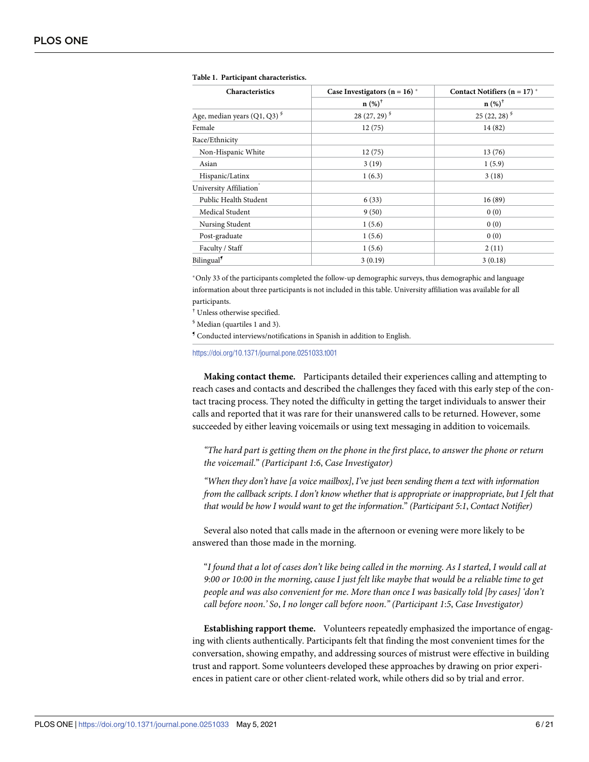**Table 1. Participant characteristics.**

| Characteristics | Case Investigators (n = 16) * | Contact Notifiers (n = 17) * |
|---|---|---|
| | n (%)† | n (%)† |
| Age, median years (Q1, Q3) § | 28 (27, 29) § | 25 (22, 28) § |
| Female | 12 (75) | 14 (82) |
| Race/Ethnicity | | |
| Non-Hispanic White | 12 (75) | 13 (76) |
| Asian | 3 (19) | 1 (5.9) |
| Hispanic/Latinx | 1 (6.3) | 3 (18) |
| University Affiliation* | | |
| Public Health Student | 6 (33) | 16 (89) |
| Medical Student | 9 (50) | 0 (0) |
| Nursing Student | 1 (5.6) | 0 (0) |
| Post-graduate | 1 (5.6) | 0 (0) |
| Faculty / Staff | 1 (5.6) | 2 (11) |
| Bilingual¶ | 3 (0.19) | 3 (0.18) |

*Only 33 of the participants completed the follow-up demographic surveys, thus demographic and language information about three participants is not included in this table. University affiliation was available for all participants.

† Unless otherwise specified.

§ Median (quartiles 1 and 3).

¶ Conducted interviews/notifications in Spanish in addition to English.

https://doi.org/10.1371/journal.pone.0251033.t001

**Making contact theme.** Participants detailed their experiences calling and attempting to reach cases and contacts and described the challenges they faced with this early step of the contact tracing process. They noted the difficulty in getting the target individuals to answer their calls and reported that it was rare for their unanswered calls to be returned. However, some succeeded by either leaving voicemails or using text messaging in addition to voicemails.

> *"The hard part is getting them on the phone in the first place, to answer the phone or return the voicemail." (Participant 1:6, Case Investigator)*

> *"When they don't have [a voice mailbox], I've just been sending them a text with information from the callback scripts. I don't know whether that is appropriate or inappropriate, but I felt that that would be how I would want to get the information." (Participant 5:1, Contact Notifier)*

Several also noted that calls made in the afternoon or evening were more likely to be answered than those made in the morning.

> *"I found that a lot of cases don't like being called in the morning. As I started, I would call at 9:00 or 10:00 in the morning, cause I just felt like maybe that would be a reliable time to get people and was also convenient for me. More than once I was basically told [by cases] 'don't call before noon.' So, I no longer call before noon." (Participant 1:5, Case Investigator)*

**Establishing rapport theme.** Volunteers repeatedly emphasized the importance of engaging with clients authentically. Participants felt that finding the most convenient times for the conversation, showing empathy, and addressing sources of mistrust were effective in building trust and rapport. Some volunteers developed these approaches by drawing on prior experiences in patient care or other client-related work, while others did so by trial and error.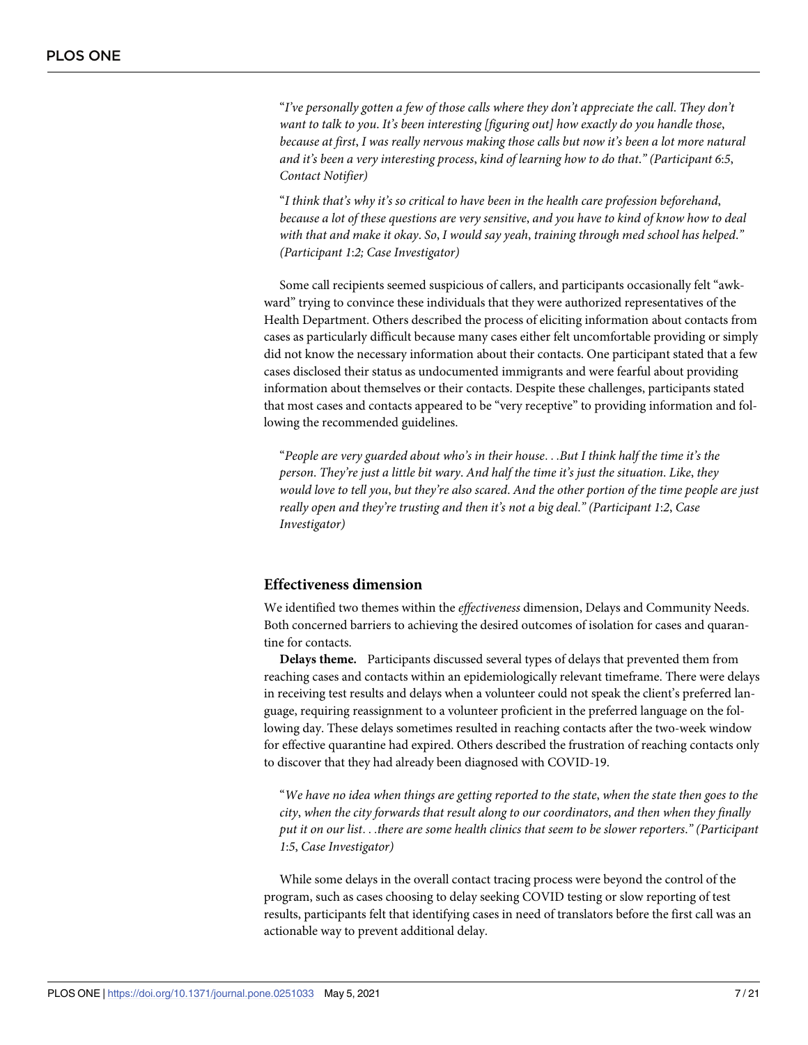> "*I've personally gotten a few of those calls where they don't appreciate the call. They don't want to talk to you. It's been interesting [figuring out] how exactly do you handle those, because at first, I was really nervous making those calls but now it's been a lot more natural and it's been a very interesting process, kind of learning how to do that." (Participant 6:5, Contact Notifier)*

> "*I think that's why it's so critical to have been in the health care profession beforehand, because a lot of these questions are very sensitive, and you have to kind of know how to deal with that and make it okay. So, I would say yeah, training through med school has helped." (Participant 1:2; Case Investigator)*

Some call recipients seemed suspicious of callers, and participants occasionally felt "awkward" trying to convince these individuals that they were authorized representatives of the Health Department. Others described the process of eliciting information about contacts from cases as particularly difficult because many cases either felt uncomfortable providing or simply did not know the necessary information about their contacts. One participant stated that a few cases disclosed their status as undocumented immigrants and were fearful about providing information about themselves or their contacts. Despite these challenges, participants stated that most cases and contacts appeared to be "very receptive" to providing information and following the recommended guidelines.

> "*People are very guarded about who's in their house. . .But I think half the time it's the person. They're just a little bit wary. And half the time it's just the situation. Like, they would love to tell you, but they're also scared. And the other portion of the time people are just really open and they're trusting and then it's not a big deal." (Participant 1:2, Case Investigator)*

### Effectiveness dimension

We identified two themes within the *effectiveness* dimension, Delays and Community Needs. Both concerned barriers to achieving the desired outcomes of isolation for cases and quarantine for contacts.

**Delays theme.** Participants discussed several types of delays that prevented them from reaching cases and contacts within an epidemiologically relevant timeframe. There were delays in receiving test results and delays when a volunteer could not speak the client's preferred language, requiring reassignment to a volunteer proficient in the preferred language on the following day. These delays sometimes resulted in reaching contacts after the two-week window for effective quarantine had expired. Others described the frustration of reaching contacts only to discover that they had already been diagnosed with COVID-19.

> "*We have no idea when things are getting reported to the state, when the state then goes to the city, when the city forwards that result along to our coordinators, and then when they finally put it on our list. . .there are some health clinics that seem to be slower reporters." (Participant 1:5, Case Investigator)*

While some delays in the overall contact tracing process were beyond the control of the program, such as cases choosing to delay seeking COVID testing or slow reporting of test results, participants felt that identifying cases in need of translators before the first call was an actionable way to prevent additional delay.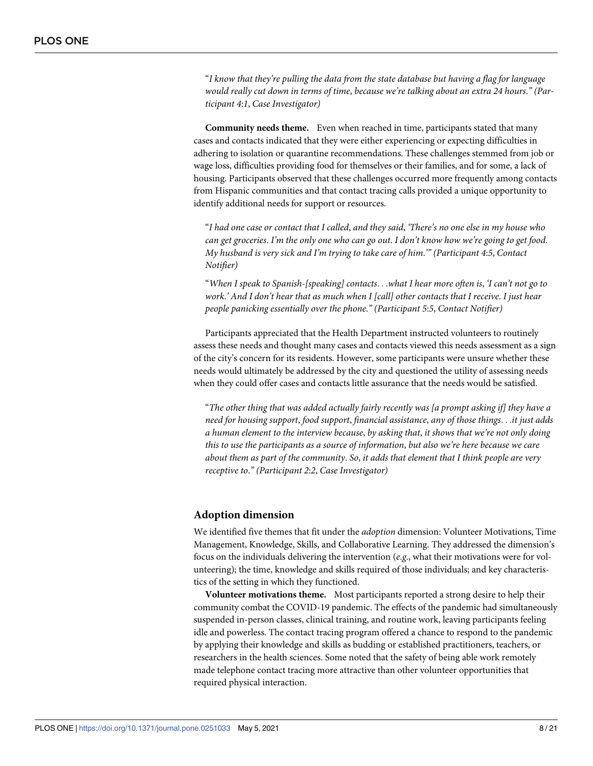"*I know that they're pulling the data from the state database but having a flag for language would really cut down in terms of time, because we're talking about an extra 24 hours." (Participant 4:1, Case Investigator)*

**Community needs theme.** Even when reached in time, participants stated that many cases and contacts indicated that they were either experiencing or expecting difficulties in adhering to isolation or quarantine recommendations. These challenges stemmed from job or wage loss, difficulties providing food for themselves or their families, and for some, a lack of housing. Participants observed that these challenges occurred more frequently among contacts from Hispanic communities and that contact tracing calls provided a unique opportunity to identify additional needs for support or resources.

"*I had one case or contact that I called, and they said, 'There's no one else in my house who can get groceries. I'm the only one who can go out. I don't know how we're going to get food. My husband is very sick and I'm trying to take care of him.'" (Participant 4:5, Contact Notifier)*

"*When I speak to Spanish-[speaking] contacts. . .what I hear more often is, 'I can't not go to work.' And I don't hear that as much when I [call] other contacts that I receive. I just hear people panicking essentially over the phone." (Participant 5:5, Contact Notifier)*

Participants appreciated that the Health Department instructed volunteers to routinely assess these needs and thought many cases and contacts viewed this needs assessment as a sign of the city's concern for its residents. However, some participants were unsure whether these needs would ultimately be addressed by the city and questioned the utility of assessing needs when they could offer cases and contacts little assurance that the needs would be satisfied.

"*The other thing that was added actually fairly recently was [a prompt asking if] they have a need for housing support, food support, financial assistance, any of those things. . .it just adds a human element to the interview because, by asking that, it shows that we're not only doing this to use the participants as a source of information, but also we're here because we care about them as part of the community. So, it adds that element that I think people are very receptive to." (Participant 2:2, Case Investigator)*

## Adoption dimension

We identified five themes that fit under the *adoption* dimension: Volunteer Motivations, Time Management, Knowledge, Skills, and Collaborative Learning. They addressed the dimension's focus on the individuals delivering the intervention (*e.g.*, what their motivations were for volunteering); the time, knowledge and skills required of those individuals; and key characteristics of the setting in which they functioned.

**Volunteer motivations theme.** Most participants reported a strong desire to help their community combat the COVID-19 pandemic. The effects of the pandemic had simultaneously suspended in-person classes, clinical training, and routine work, leaving participants feeling idle and powerless. The contact tracing program offered a chance to respond to the pandemic by applying their knowledge and skills as budding or established practitioners, teachers, or researchers in the health sciences. Some noted that the safety of being able work remotely made telephone contact tracing more attractive than other volunteer opportunities that required physical interaction.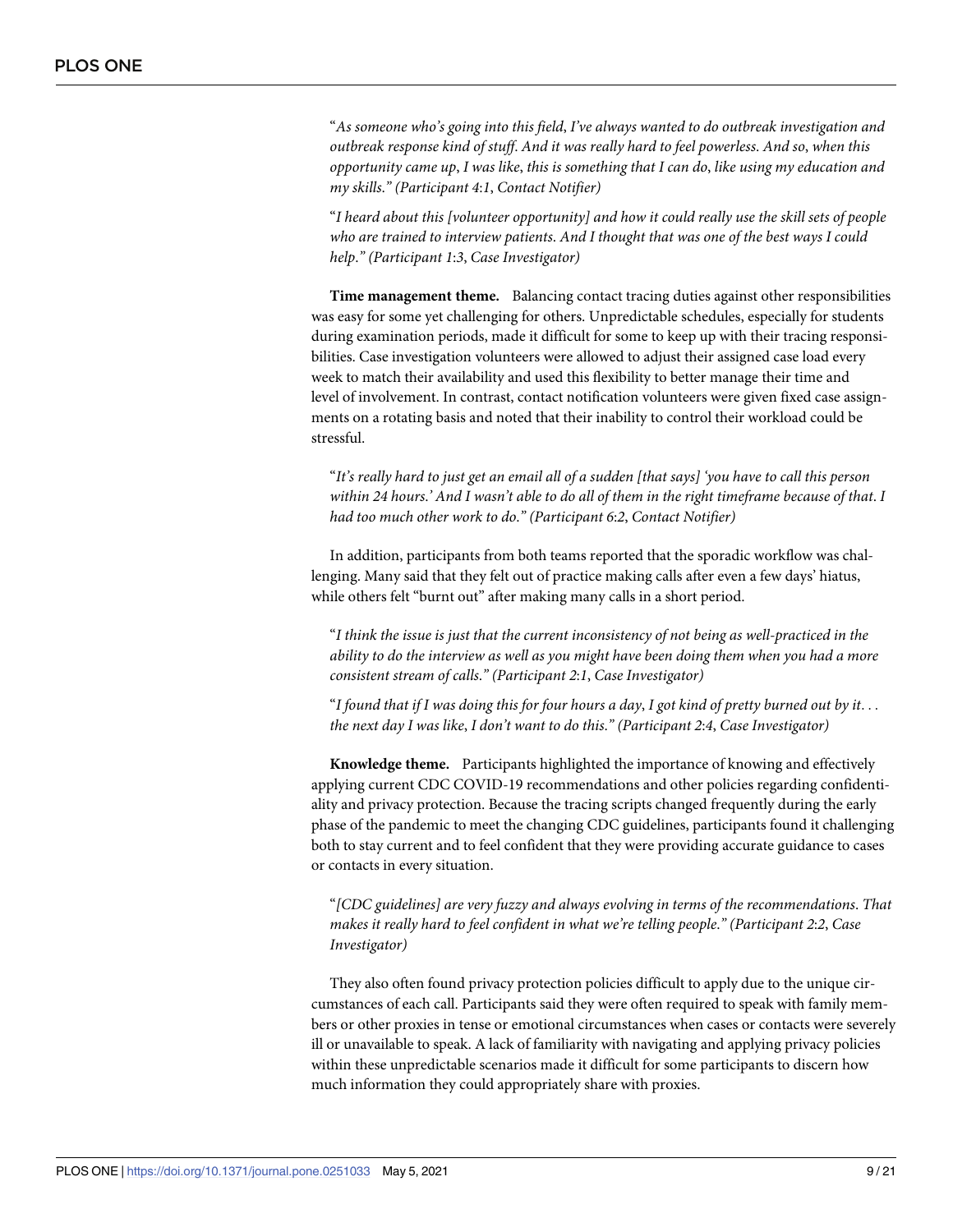"*As someone who's going into this field, I've always wanted to do outbreak investigation and outbreak response kind of stuff. And it was really hard to feel powerless. And so, when this opportunity came up, I was like, this is something that I can do, like using my education and my skills." (Participant 4:1, Contact Notifier)*

"*I heard about this [volunteer opportunity] and how it could really use the skill sets of people who are trained to interview patients. And I thought that was one of the best ways I could help." (Participant 1:3, Case Investigator)*

**Time management theme.** Balancing contact tracing duties against other responsibilities was easy for some yet challenging for others. Unpredictable schedules, especially for students during examination periods, made it difficult for some to keep up with their tracing responsibilities. Case investigation volunteers were allowed to adjust their assigned case load every week to match their availability and used this flexibility to better manage their time and level of involvement. In contrast, contact notification volunteers were given fixed case assignments on a rotating basis and noted that their inability to control their workload could be stressful.

"*It's really hard to just get an email all of a sudden [that says] 'you have to call this person within 24 hours.' And I wasn't able to do all of them in the right timeframe because of that. I had too much other work to do." (Participant 6:2, Contact Notifier)*

In addition, participants from both teams reported that the sporadic workflow was challenging. Many said that they felt out of practice making calls after even a few days' hiatus, while others felt "burnt out" after making many calls in a short period.

"*I think the issue is just that the current inconsistency of not being as well-practiced in the ability to do the interview as well as you might have been doing them when you had a more consistent stream of calls." (Participant 2:1, Case Investigator)*

"*I found that if I was doing this for four hours a day, I got kind of pretty burned out by it... the next day I was like, I don't want to do this." (Participant 2:4, Case Investigator)*

**Knowledge theme.** Participants highlighted the importance of knowing and effectively applying current CDC COVID-19 recommendations and other policies regarding confidentiality and privacy protection. Because the tracing scripts changed frequently during the early phase of the pandemic to meet the changing CDC guidelines, participants found it challenging both to stay current and to feel confident that they were providing accurate guidance to cases or contacts in every situation.

"*[CDC guidelines] are very fuzzy and always evolving in terms of the recommendations. That makes it really hard to feel confident in what we're telling people." (Participant 2:2, Case Investigator)*

They also often found privacy protection policies difficult to apply due to the unique circumstances of each call. Participants said they were often required to speak with family members or other proxies in tense or emotional circumstances when cases or contacts were severely ill or unavailable to speak. A lack of familiarity with navigating and applying privacy policies within these unpredictable scenarios made it difficult for some participants to discern how much information they could appropriately share with proxies.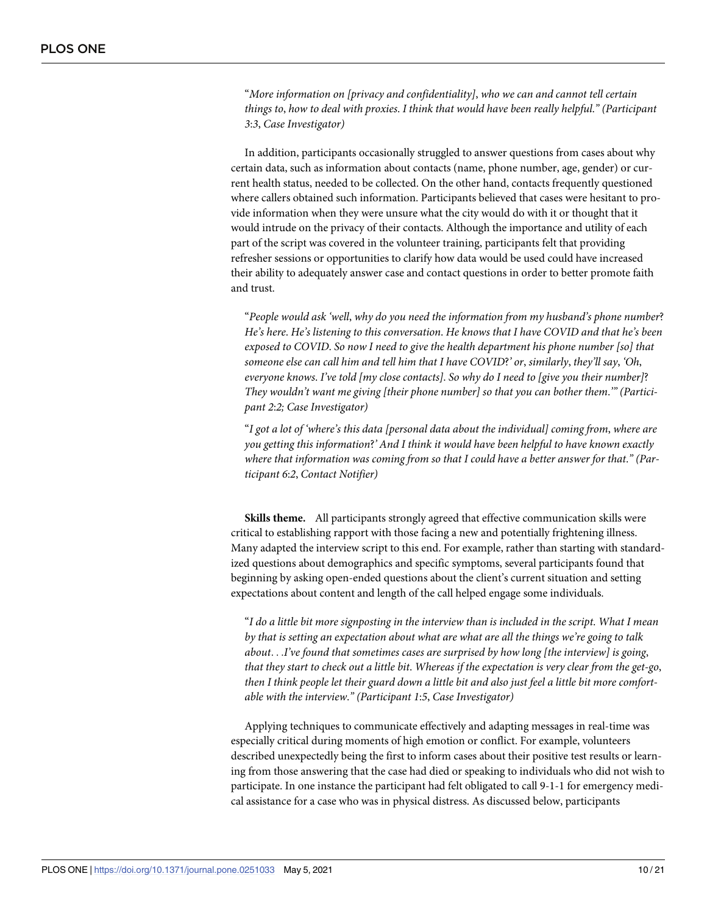"*More information on [privacy and confidentiality], who we can and cannot tell certain things to, how to deal with proxies. I think that would have been really helpful." (Participant 3:3, Case Investigator)*

In addition, participants occasionally struggled to answer questions from cases about why certain data, such as information about contacts (name, phone number, age, gender) or current health status, needed to be collected. On the other hand, contacts frequently questioned where callers obtained such information. Participants believed that cases were hesitant to provide information when they were unsure what the city would do with it or thought that it would intrude on the privacy of their contacts. Although the importance and utility of each part of the script was covered in the volunteer training, participants felt that providing refresher sessions or opportunities to clarify how data would be used could have increased their ability to adequately answer case and contact questions in order to better promote faith and trust.

"*People would ask 'well, why do you need the information from my husband's phone number? He's here. He's listening to this conversation. He knows that I have COVID and that he's been exposed to COVID. So now I need to give the health department his phone number [so] that someone else can call him and tell him that I have COVID?' or, similarly, they'll say, 'Oh, everyone knows. I've told [my close contacts]. So why do I need to [give you their number]? They wouldn't want me giving [their phone number] so that you can bother them.'" (Participant 2:2; Case Investigator)*

"*I got a lot of 'where's this data [personal data about the individual] coming from, where are you getting this information?' And I think it would have been helpful to have known exactly where that information was coming from so that I could have a better answer for that." (Participant 6:2, Contact Notifier)*

**Skills theme.** All participants strongly agreed that effective communication skills were critical to establishing rapport with those facing a new and potentially frightening illness. Many adapted the interview script to this end. For example, rather than starting with standardized questions about demographics and specific symptoms, several participants found that beginning by asking open-ended questions about the client's current situation and setting expectations about content and length of the call helped engage some individuals.

"*I do a little bit more signposting in the interview than is included in the script. What I mean by that is setting an expectation about what are what are all the things we're going to talk about. . .I've found that sometimes cases are surprised by how long [the interview] is going, that they start to check out a little bit. Whereas if the expectation is very clear from the get-go, then I think people let their guard down a little bit and also just feel a little bit more comfortable with the interview." (Participant 1:5, Case Investigator)*

Applying techniques to communicate effectively and adapting messages in real-time was especially critical during moments of high emotion or conflict. For example, volunteers described unexpectedly being the first to inform cases about their positive test results or learning from those answering that the case had died or speaking to individuals who did not wish to participate. In one instance the participant had felt obligated to call 9-1-1 for emergency medical assistance for a case who was in physical distress. As discussed below, participants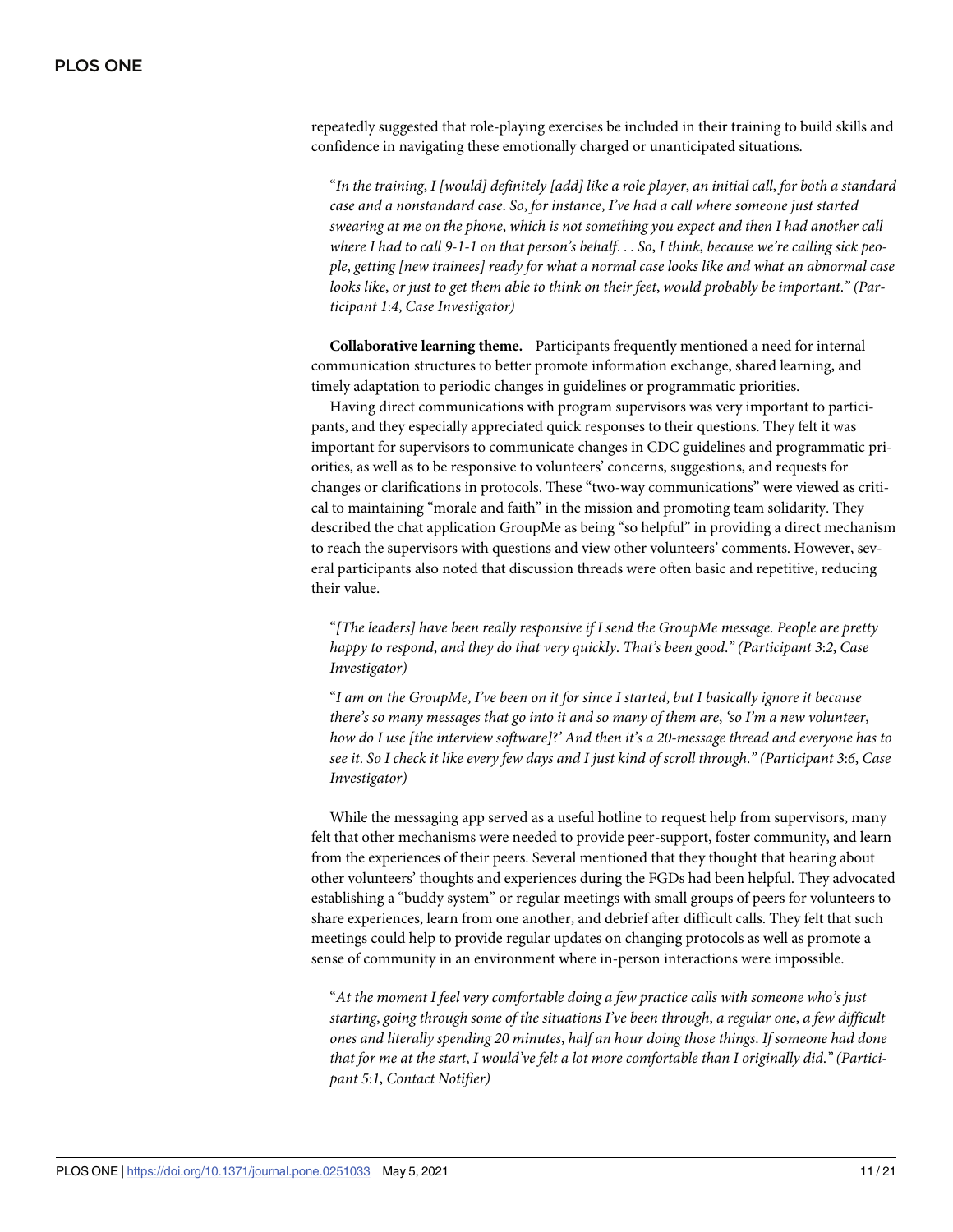repeatedly suggested that role-playing exercises be included in their training to build skills and confidence in navigating these emotionally charged or unanticipated situations.

> "*In the training, I [would] definitely [add] like a role player, an initial call, for both a standard case and a nonstandard case. So, for instance, I've had a call where someone just started swearing at me on the phone, which is not something you expect and then I had another call where I had to call 9-1-1 on that person's behalf. . . So, I think, because we're calling sick people, getting [new trainees] ready for what a normal case looks like and what an abnormal case looks like, or just to get them able to think on their feet, would probably be important." (Participant 1:4, Case Investigator)*

**Collaborative learning theme.** Participants frequently mentioned a need for internal communication structures to better promote information exchange, shared learning, and timely adaptation to periodic changes in guidelines or programmatic priorities.

Having direct communications with program supervisors was very important to participants, and they especially appreciated quick responses to their questions. They felt it was important for supervisors to communicate changes in CDC guidelines and programmatic priorities, as well as to be responsive to volunteers' concerns, suggestions, and requests for changes or clarifications in protocols. These "two-way communications" were viewed as critical to maintaining "morale and faith" in the mission and promoting team solidarity. They described the chat application GroupMe as being "so helpful" in providing a direct mechanism to reach the supervisors with questions and view other volunteers' comments. However, several participants also noted that discussion threads were often basic and repetitive, reducing their value.

> "*[The leaders] have been really responsive if I send the GroupMe message. People are pretty happy to respond, and they do that very quickly. That's been good." (Participant 3:2, Case Investigator)*

> "*I am on the GroupMe, I've been on it for since I started, but I basically ignore it because there's so many messages that go into it and so many of them are, 'so I'm a new volunteer, how do I use [the interview software]?' And then it's a 20-message thread and everyone has to see it. So I check it like every few days and I just kind of scroll through." (Participant 3:6, Case Investigator)*

While the messaging app served as a useful hotline to request help from supervisors, many felt that other mechanisms were needed to provide peer-support, foster community, and learn from the experiences of their peers. Several mentioned that they thought that hearing about other volunteers' thoughts and experiences during the FGDs had been helpful. They advocated establishing a "buddy system" or regular meetings with small groups of peers for volunteers to share experiences, learn from one another, and debrief after difficult calls. They felt that such meetings could help to provide regular updates on changing protocols as well as promote a sense of community in an environment where in-person interactions were impossible.

> "*At the moment I feel very comfortable doing a few practice calls with someone who's just starting, going through some of the situations I've been through, a regular one, a few difficult ones and literally spending 20 minutes, half an hour doing those things. If someone had done that for me at the start, I would've felt a lot more comfortable than I originally did." (Participant 5:1, Contact Notifier)*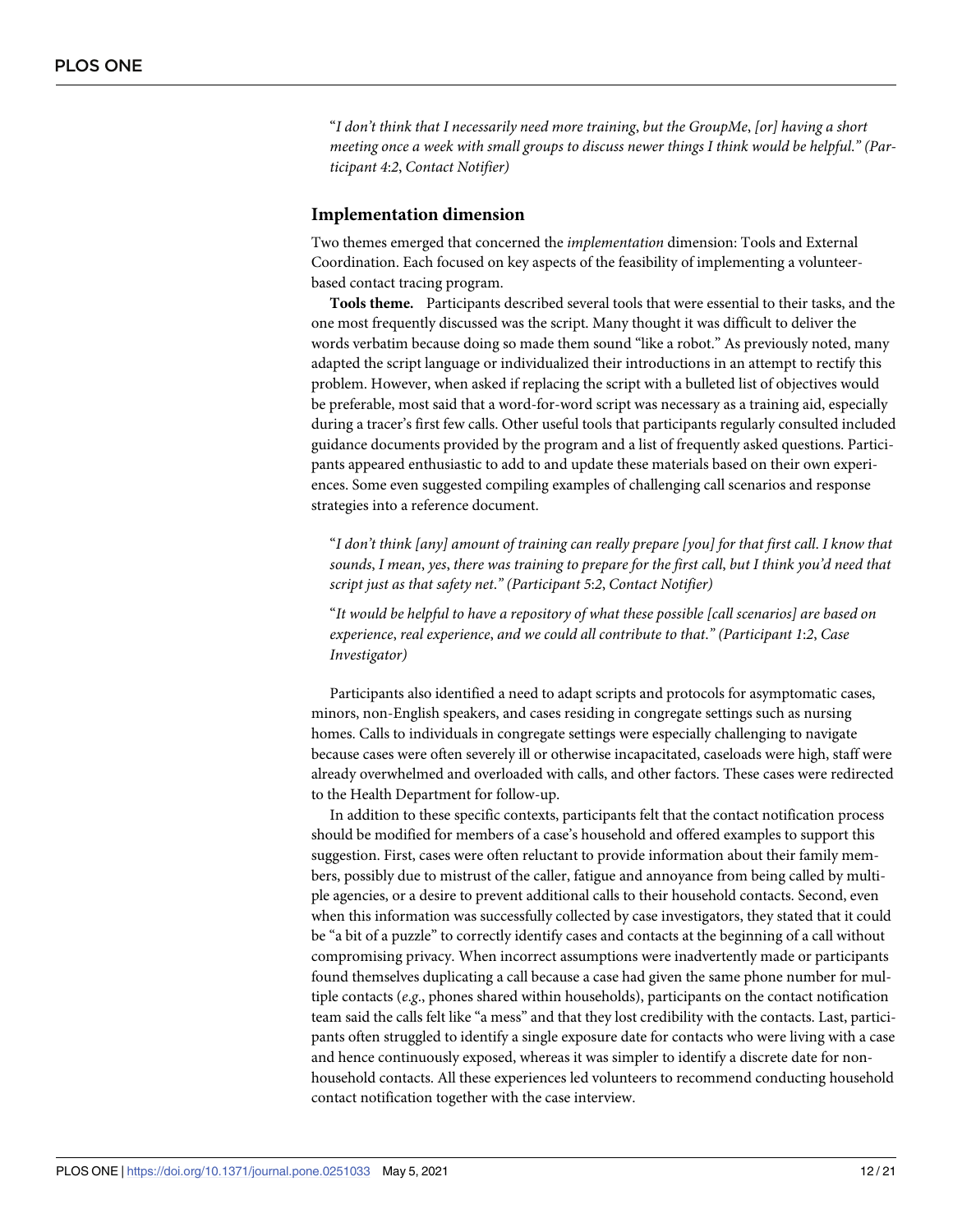"*I don't think that I necessarily need more training, but the GroupMe, [or] having a short meeting once a week with small groups to discuss newer things I think would be helpful." (Participant 4:2, Contact Notifier)*

### Implementation dimension

Two themes emerged that concerned the *implementation* dimension: Tools and External Coordination. Each focused on key aspects of the feasibility of implementing a volunteer-based contact tracing program.

**Tools theme.** Participants described several tools that were essential to their tasks, and the one most frequently discussed was the script. Many thought it was difficult to deliver the words verbatim because doing so made them sound "like a robot." As previously noted, many adapted the script language or individualized their introductions in an attempt to rectify this problem. However, when asked if replacing the script with a bulleted list of objectives would be preferable, most said that a word-for-word script was necessary as a training aid, especially during a tracer's first few calls. Other useful tools that participants regularly consulted included guidance documents provided by the program and a list of frequently asked questions. Participants appeared enthusiastic to add to and update these materials based on their own experiences. Some even suggested compiling examples of challenging call scenarios and response strategies into a reference document.

"*I don't think [any] amount of training can really prepare [you] for that first call. I know that sounds, I mean, yes, there was training to prepare for the first call, but I think you'd need that script just as that safety net." (Participant 5:2, Contact Notifier)*

"*It would be helpful to have a repository of what these possible [call scenarios] are based on experience, real experience, and we could all contribute to that." (Participant 1:2, Case Investigator)*

Participants also identified a need to adapt scripts and protocols for asymptomatic cases, minors, non-English speakers, and cases residing in congregate settings such as nursing homes. Calls to individuals in congregate settings were especially challenging to navigate because cases were often severely ill or otherwise incapacitated, caseloads were high, staff were already overwhelmed and overloaded with calls, and other factors. These cases were redirected to the Health Department for follow-up.

In addition to these specific contexts, participants felt that the contact notification process should be modified for members of a case's household and offered examples to support this suggestion. First, cases were often reluctant to provide information about their family members, possibly due to mistrust of the caller, fatigue and annoyance from being called by multiple agencies, or a desire to prevent additional calls to their household contacts. Second, even when this information was successfully collected by case investigators, they stated that it could be "a bit of a puzzle" to correctly identify cases and contacts at the beginning of a call without compromising privacy. When incorrect assumptions were inadvertently made or participants found themselves duplicating a call because a case had given the same phone number for multiple contacts (*e.g*., phones shared within households), participants on the contact notification team said the calls felt like "a mess" and that they lost credibility with the contacts. Last, participants often struggled to identify a single exposure date for contacts who were living with a case and hence continuously exposed, whereas it was simpler to identify a discrete date for non-household contacts. All these experiences led volunteers to recommend conducting household contact notification together with the case interview.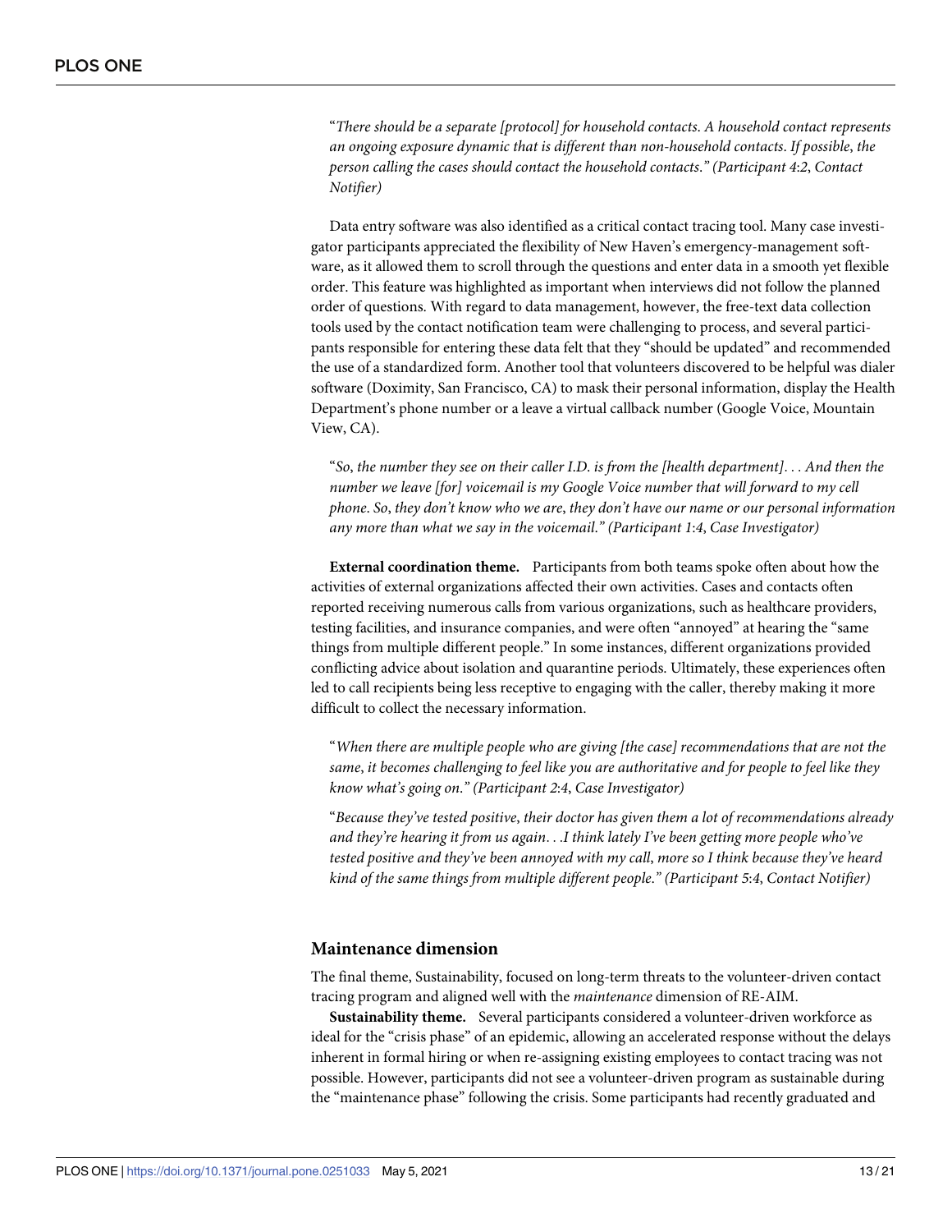"*There should be a separate [protocol] for household contacts. A household contact represents an ongoing exposure dynamic that is different than non-household contacts. If possible, the person calling the cases should contact the household contacts." (Participant 4:2, Contact Notifier)*

Data entry software was also identified as a critical contact tracing tool. Many case investigator participants appreciated the flexibility of New Haven's emergency-management software, as it allowed them to scroll through the questions and enter data in a smooth yet flexible order. This feature was highlighted as important when interviews did not follow the planned order of questions. With regard to data management, however, the free-text data collection tools used by the contact notification team were challenging to process, and several participants responsible for entering these data felt that they "should be updated" and recommended the use of a standardized form. Another tool that volunteers discovered to be helpful was dialer software (Doximity, San Francisco, CA) to mask their personal information, display the Health Department's phone number or a leave a virtual callback number (Google Voice, Mountain View, CA).

"*So, the number they see on their caller I.D. is from the [health department]. . . And then the number we leave [for] voicemail is my Google Voice number that will forward to my cell phone. So, they don't know who we are, they don't have our name or our personal information any more than what we say in the voicemail." (Participant 1:4, Case Investigator)*

**External coordination theme.** Participants from both teams spoke often about how the activities of external organizations affected their own activities. Cases and contacts often reported receiving numerous calls from various organizations, such as healthcare providers, testing facilities, and insurance companies, and were often "annoyed" at hearing the "same things from multiple different people." In some instances, different organizations provided conflicting advice about isolation and quarantine periods. Ultimately, these experiences often led to call recipients being less receptive to engaging with the caller, thereby making it more difficult to collect the necessary information.

"*When there are multiple people who are giving [the case] recommendations that are not the same, it becomes challenging to feel like you are authoritative and for people to feel like they know what's going on." (Participant 2:4, Case Investigator)*

"*Because they've tested positive, their doctor has given them a lot of recommendations already and they're hearing it from us again. . .I think lately I've been getting more people who've tested positive and they've been annoyed with my call, more so I think because they've heard kind of the same things from multiple different people." (Participant 5:4, Contact Notifier)*

### Maintenance dimension

The final theme, Sustainability, focused on long-term threats to the volunteer-driven contact tracing program and aligned well with the *maintenance* dimension of RE-AIM.

**Sustainability theme.** Several participants considered a volunteer-driven workforce as ideal for the "crisis phase" of an epidemic, allowing an accelerated response without the delays inherent in formal hiring or when re-assigning existing employees to contact tracing was not possible. However, participants did not see a volunteer-driven program as sustainable during the "maintenance phase" following the crisis. Some participants had recently graduated and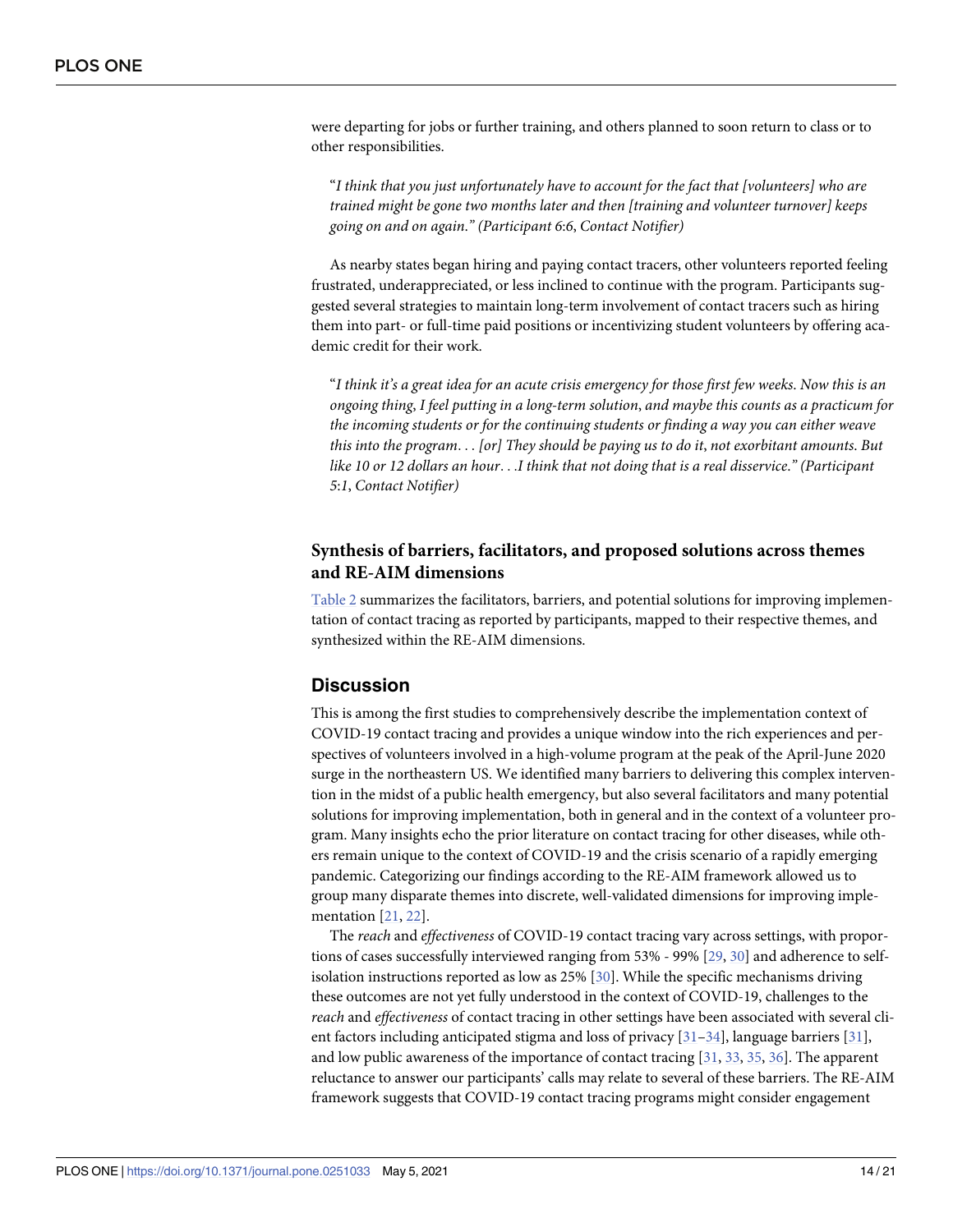were departing for jobs or further training, and others planned to soon return to class or to other responsibilities.

> "*I think that you just unfortunately have to account for the fact that [volunteers] who are trained might be gone two months later and then [training and volunteer turnover] keeps going on and on again." (Participant 6:6, Contact Notifier)*

As nearby states began hiring and paying contact tracers, other volunteers reported feeling frustrated, underappreciated, or less inclined to continue with the program. Participants suggested several strategies to maintain long-term involvement of contact tracers such as hiring them into part- or full-time paid positions or incentivizing student volunteers by offering academic credit for their work.

> "*I think it's a great idea for an acute crisis emergency for those first few weeks. Now this is an ongoing thing, I feel putting in a long-term solution, and maybe this counts as a practicum for the incoming students or for the continuing students or finding a way you can either weave this into the program. . . [or] They should be paying us to do it, not exorbitant amounts. But like 10 or 12 dollars an hour. . .I think that not doing that is a real disservice." (Participant 5:1, Contact Notifier)*

### Synthesis of barriers, facilitators, and proposed solutions across themes and RE-AIM dimensions

Table 2 summarizes the facilitators, barriers, and potential solutions for improving implementation of contact tracing as reported by participants, mapped to their respective themes, and synthesized within the RE-AIM dimensions.

## Discussion

This is among the first studies to comprehensively describe the implementation context of COVID-19 contact tracing and provides a unique window into the rich experiences and perspectives of volunteers involved in a high-volume program at the peak of the April-June 2020 surge in the northeastern US. We identified many barriers to delivering this complex intervention in the midst of a public health emergency, but also several facilitators and many potential solutions for improving implementation, both in general and in the context of a volunteer program. Many insights echo the prior literature on contact tracing for other diseases, while others remain unique to the context of COVID-19 and the crisis scenario of a rapidly emerging pandemic. Categorizing our findings according to the RE-AIM framework allowed us to group many disparate themes into discrete, well-validated dimensions for improving implementation [21, 22].

The *reach* and *effectiveness* of COVID-19 contact tracing vary across settings, with proportions of cases successfully interviewed ranging from 53% - 99% [29, 30] and adherence to self-isolation instructions reported as low as 25% [30]. While the specific mechanisms driving these outcomes are not yet fully understood in the context of COVID-19, challenges to the *reach* and *effectiveness* of contact tracing in other settings have been associated with several client factors including anticipated stigma and loss of privacy [31–34], language barriers [31], and low public awareness of the importance of contact tracing [31, 33, 35, 36]. The apparent reluctance to answer our participants' calls may relate to several of these barriers. The RE-AIM framework suggests that COVID-19 contact tracing programs might consider engagement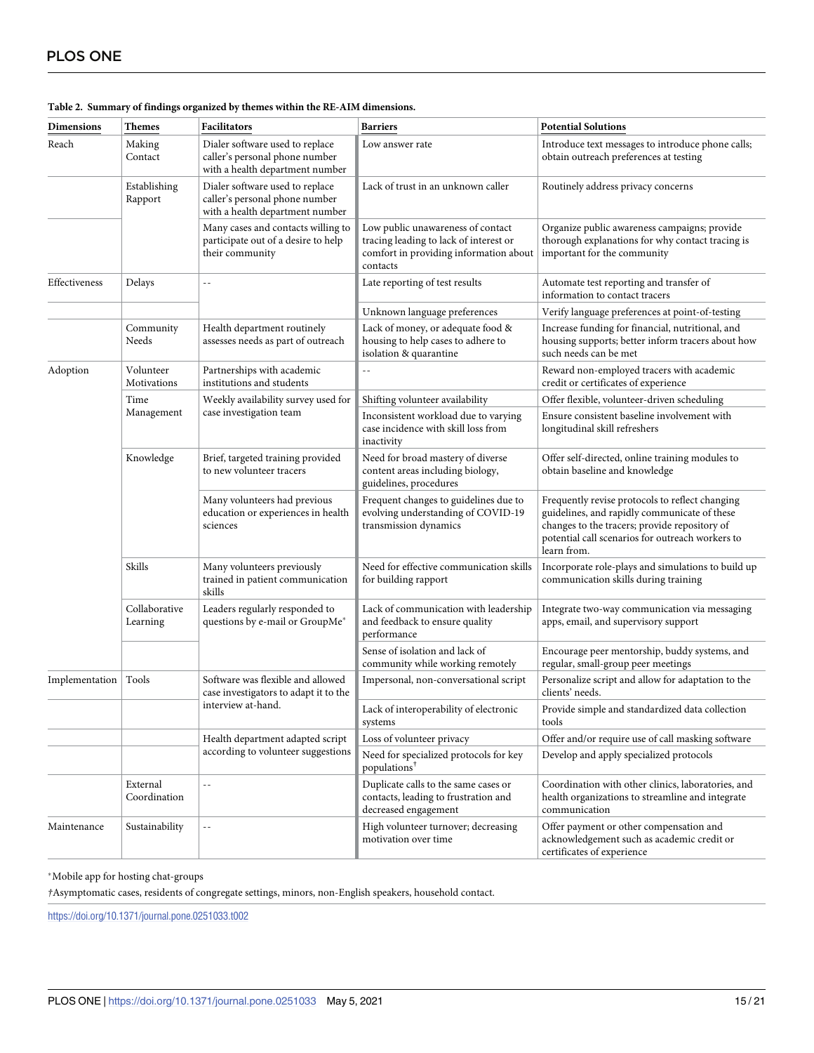**Table 2. Summary of findings organized by themes within the RE-AIM dimensions.**

| Dimensions | Themes | Facilitators | Barriers | Potential Solutions |
|---|---|---|---|---|
| Reach | Making Contact | Dialer software used to replace caller's personal phone number with a health department number | Low answer rate | Introduce text messages to introduce phone calls; obtain outreach preferences at testing |
| | Establishing Rapport | Dialer software used to replace caller's personal phone number with a health department number | Lack of trust in an unknown caller | Routinely address privacy concerns |
| | | Many cases and contacts willing to participate out of a desire to help their community | Low public unawareness of contact tracing leading to lack of interest or comfort in providing information about contacts | Organize public awareness campaigns; provide thorough explanations for why contact tracing is important for the community |
| Effectiveness | Delays | -- | Late reporting of test results | Automate test reporting and transfer of information to contact tracers |
| | | | Unknown language preferences | Verify language preferences at point-of-testing |
| | Community Needs | Health department routinely assesses needs as part of outreach | Lack of money, or adequate food & housing to help cases to adhere to isolation & quarantine | Increase funding for financial, nutritional, and housing supports; better inform tracers about how such needs can be met |
| Adoption | Volunteer Motivations | Partnerships with academic institutions and students | -- | Reward non-employed tracers with academic credit or certificates of experience |
| | Time Management | Weekly availability survey used for case investigation team | Shifting volunteer availability | Offer flexible, volunteer-driven scheduling |
| | | | Inconsistent workload due to varying case incidence with skill loss from inactivity | Ensure consistent baseline involvement with longitudinal skill refreshers |
| | Knowledge | Brief, targeted training provided to new volunteer tracers | Need for broad mastery of diverse content areas including biology, guidelines, procedures | Offer self-directed, online training modules to obtain baseline and knowledge |
| | | Many volunteers had previous education or experiences in health sciences | Frequent changes to guidelines due to evolving understanding of COVID-19 transmission dynamics | Frequently revise protocols to reflect changing guidelines, and rapidly communicate of these changes to the tracers; provide repository of potential call scenarios for outreach workers to learn from. |
| | Skills | Many volunteers previously trained in patient communication skills | Need for effective communication skills for building rapport | Incorporate role-plays and simulations to build up communication skills during training |
| | Collaborative Learning | Leaders regularly responded to questions by e-mail or GroupMe* | Lack of communication with leadership and feedback to ensure quality performance | Integrate two-way communication via messaging apps, email, and supervisory support |
| | | | Sense of isolation and lack of community while working remotely | Encourage peer mentorship, buddy systems, and regular, small-group peer meetings |
| Implementation | Tools | Software was flexible and allowed case investigators to adapt it to the interview at-hand. | Impersonal, non-conversational script | Personalize script and allow for adaptation to the clients' needs. |
| | | | Lack of interoperability of electronic systems | Provide simple and standardized data collection tools |
| | | Health department adapted script according to volunteer suggestions | Loss of volunteer privacy | Offer and/or require use of call masking software |
| | | | Need for specialized protocols for key populations† | Develop and apply specialized protocols |
| | External Coordination | -- | Duplicate calls to the same cases or contacts, leading to frustration and decreased engagement | Coordination with other clinics, laboratories, and health organizations to streamline and integrate communication |
| Maintenance | Sustainability | -- | High volunteer turnover; decreasing motivation over time | Offer payment or other compensation and acknowledgement such as academic credit or certificates of experience |

*Mobile app for hosting chat-groups

†Asymptomatic cases, residents of congregate settings, minors, non-English speakers, household contact.

https://doi.org/10.1371/journal.pone.0251033.t002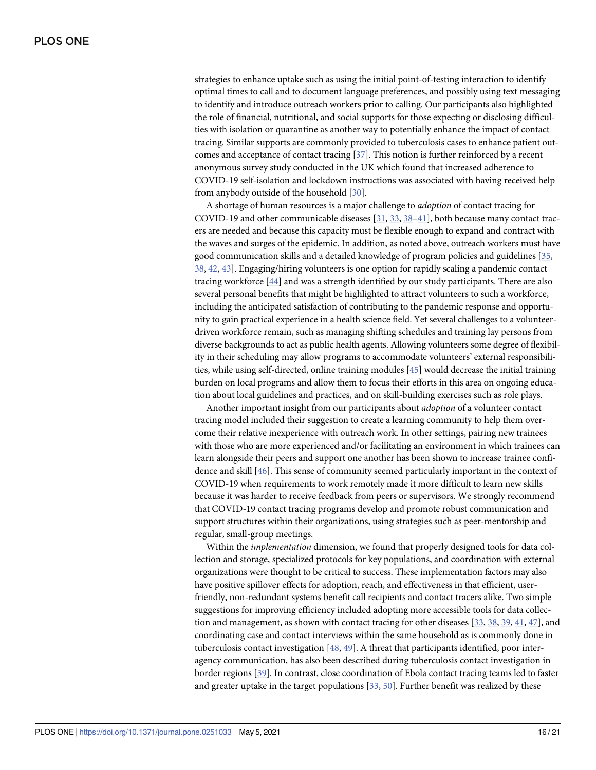strategies to enhance uptake such as using the initial point-of-testing interaction to identify optimal times to call and to document language preferences, and possibly using text messaging to identify and introduce outreach workers prior to calling. Our participants also highlighted the role of financial, nutritional, and social supports for those expecting or disclosing difficulties with isolation or quarantine as another way to potentially enhance the impact of contact tracing. Similar supports are commonly provided to tuberculosis cases to enhance patient outcomes and acceptance of contact tracing [37]. This notion is further reinforced by a recent anonymous survey study conducted in the UK which found that increased adherence to COVID-19 self-isolation and lockdown instructions was associated with having received help from anybody outside of the household [30].

A shortage of human resources is a major challenge to *adoption* of contact tracing for COVID-19 and other communicable diseases [31, 33, 38–41], both because many contact tracers are needed and because this capacity must be flexible enough to expand and contract with the waves and surges of the epidemic. In addition, as noted above, outreach workers must have good communication skills and a detailed knowledge of program policies and guidelines [35, 38, 42, 43]. Engaging/hiring volunteers is one option for rapidly scaling a pandemic contact tracing workforce [44] and was a strength identified by our study participants. There are also several personal benefits that might be highlighted to attract volunteers to such a workforce, including the anticipated satisfaction of contributing to the pandemic response and opportunity to gain practical experience in a health science field. Yet several challenges to a volunteer-driven workforce remain, such as managing shifting schedules and training lay persons from diverse backgrounds to act as public health agents. Allowing volunteers some degree of flexibility in their scheduling may allow programs to accommodate volunteers' external responsibilities, while using self-directed, online training modules [45] would decrease the initial training burden on local programs and allow them to focus their efforts in this area on ongoing education about local guidelines and practices, and on skill-building exercises such as role plays.

Another important insight from our participants about *adoption* of a volunteer contact tracing model included their suggestion to create a learning community to help them overcome their relative inexperience with outreach work. In other settings, pairing new trainees with those who are more experienced and/or facilitating an environment in which trainees can learn alongside their peers and support one another has been shown to increase trainee confidence and skill [46]. This sense of community seemed particularly important in the context of COVID-19 when requirements to work remotely made it more difficult to learn new skills because it was harder to receive feedback from peers or supervisors. We strongly recommend that COVID-19 contact tracing programs develop and promote robust communication and support structures within their organizations, using strategies such as peer-mentorship and regular, small-group meetings.

Within the *implementation* dimension, we found that properly designed tools for data collection and storage, specialized protocols for key populations, and coordination with external organizations were thought to be critical to success. These implementation factors may also have positive spillover effects for adoption, reach, and effectiveness in that efficient, user-friendly, non-redundant systems benefit call recipients and contact tracers alike. Two simple suggestions for improving efficiency included adopting more accessible tools for data collection and management, as shown with contact tracing for other diseases [33, 38, 39, 41, 47], and coordinating case and contact interviews within the same household as is commonly done in tuberculosis contact investigation [48, 49]. A threat that participants identified, poor inter-agency communication, has also been described during tuberculosis contact investigation in border regions [39]. In contrast, close coordination of Ebola contact tracing teams led to faster and greater uptake in the target populations [33, 50]. Further benefit was realized by these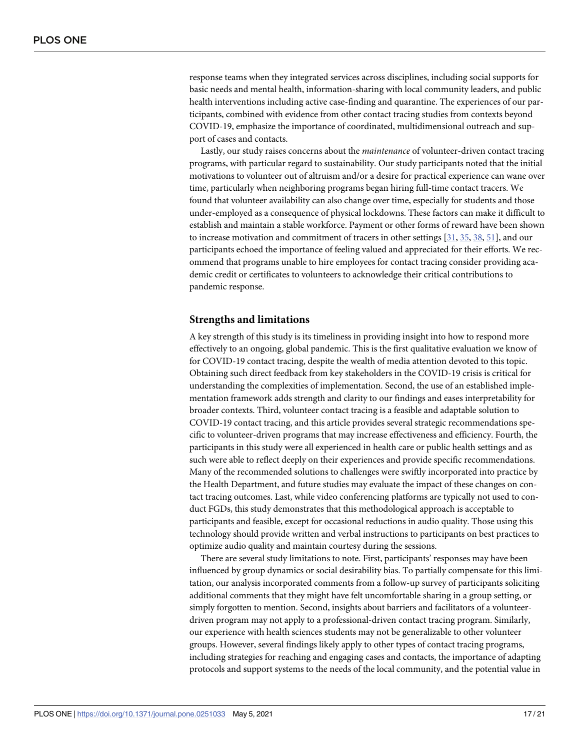response teams when they integrated services across disciplines, including social supports for basic needs and mental health, information-sharing with local community leaders, and public health interventions including active case-finding and quarantine. The experiences of our participants, combined with evidence from other contact tracing studies from contexts beyond COVID-19, emphasize the importance of coordinated, multidimensional outreach and support of cases and contacts.

Lastly, our study raises concerns about the *maintenance* of volunteer-driven contact tracing programs, with particular regard to sustainability. Our study participants noted that the initial motivations to volunteer out of altruism and/or a desire for practical experience can wane over time, particularly when neighboring programs began hiring full-time contact tracers. We found that volunteer availability can also change over time, especially for students and those under-employed as a consequence of physical lockdowns. These factors can make it difficult to establish and maintain a stable workforce. Payment or other forms of reward have been shown to increase motivation and commitment of tracers in other settings [31, 35, 38, 51], and our participants echoed the importance of feeling valued and appreciated for their efforts. We recommend that programs unable to hire employees for contact tracing consider providing academic credit or certificates to volunteers to acknowledge their critical contributions to pandemic response.

## Strengths and limitations

A key strength of this study is its timeliness in providing insight into how to respond more effectively to an ongoing, global pandemic. This is the first qualitative evaluation we know of for COVID-19 contact tracing, despite the wealth of media attention devoted to this topic. Obtaining such direct feedback from key stakeholders in the COVID-19 crisis is critical for understanding the complexities of implementation. Second, the use of an established implementation framework adds strength and clarity to our findings and eases interpretability for broader contexts. Third, volunteer contact tracing is a feasible and adaptable solution to COVID-19 contact tracing, and this article provides several strategic recommendations specific to volunteer-driven programs that may increase effectiveness and efficiency. Fourth, the participants in this study were all experienced in health care or public health settings and as such were able to reflect deeply on their experiences and provide specific recommendations. Many of the recommended solutions to challenges were swiftly incorporated into practice by the Health Department, and future studies may evaluate the impact of these changes on contact tracing outcomes. Last, while video conferencing platforms are typically not used to conduct FGDs, this study demonstrates that this methodological approach is acceptable to participants and feasible, except for occasional reductions in audio quality. Those using this technology should provide written and verbal instructions to participants on best practices to optimize audio quality and maintain courtesy during the sessions.

There are several study limitations to note. First, participants' responses may have been influenced by group dynamics or social desirability bias. To partially compensate for this limitation, our analysis incorporated comments from a follow-up survey of participants soliciting additional comments that they might have felt uncomfortable sharing in a group setting, or simply forgotten to mention. Second, insights about barriers and facilitators of a volunteer-driven program may not apply to a professional-driven contact tracing program. Similarly, our experience with health sciences students may not be generalizable to other volunteer groups. However, several findings likely apply to other types of contact tracing programs, including strategies for reaching and engaging cases and contacts, the importance of adapting protocols and support systems to the needs of the local community, and the potential value in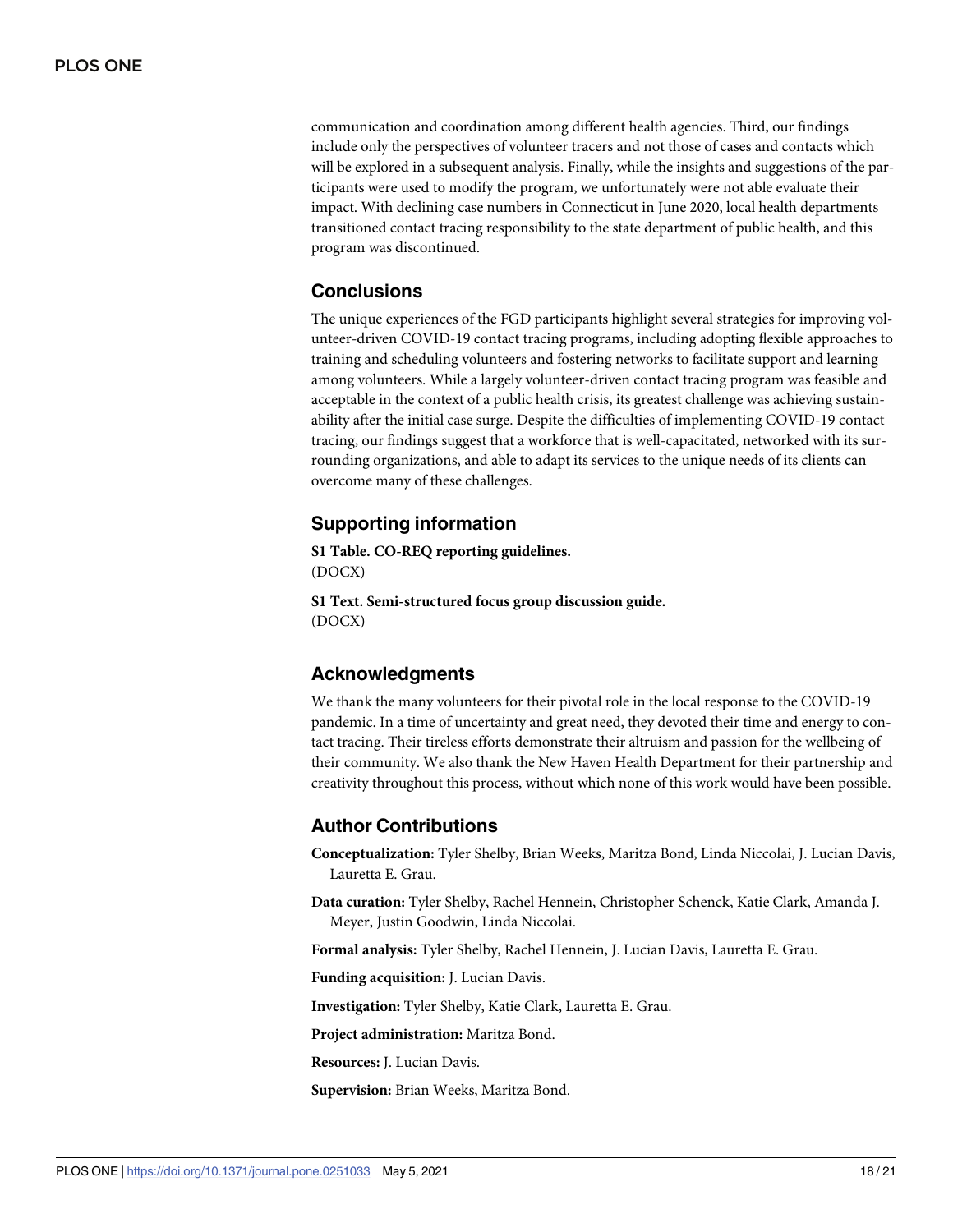communication and coordination among different health agencies. Third, our findings include only the perspectives of volunteer tracers and not those of cases and contacts which will be explored in a subsequent analysis. Finally, while the insights and suggestions of the participants were used to modify the program, we unfortunately were not able evaluate their impact. With declining case numbers in Connecticut in June 2020, local health departments transitioned contact tracing responsibility to the state department of public health, and this program was discontinued.

## Conclusions

The unique experiences of the FGD participants highlight several strategies for improving volunteer-driven COVID-19 contact tracing programs, including adopting flexible approaches to training and scheduling volunteers and fostering networks to facilitate support and learning among volunteers. While a largely volunteer-driven contact tracing program was feasible and acceptable in the context of a public health crisis, its greatest challenge was achieving sustainability after the initial case surge. Despite the difficulties of implementing COVID-19 contact tracing, our findings suggest that a workforce that is well-capacitated, networked with its surrounding organizations, and able to adapt its services to the unique needs of its clients can overcome many of these challenges.

## Supporting information

**S1 Table. CO-REQ reporting guidelines.**
(DOCX)

**S1 Text. Semi-structured focus group discussion guide.**
(DOCX)

## Acknowledgments

We thank the many volunteers for their pivotal role in the local response to the COVID-19 pandemic. In a time of uncertainty and great need, they devoted their time and energy to contact tracing. Their tireless efforts demonstrate their altruism and passion for the wellbeing of their community. We also thank the New Haven Health Department for their partnership and creativity throughout this process, without which none of this work would have been possible.

## Author Contributions

**Conceptualization:** Tyler Shelby, Brian Weeks, Maritza Bond, Linda Niccolai, J. Lucian Davis, Lauretta E. Grau.

**Data curation:** Tyler Shelby, Rachel Hennein, Christopher Schenck, Katie Clark, Amanda J. Meyer, Justin Goodwin, Linda Niccolai.

**Formal analysis:** Tyler Shelby, Rachel Hennein, J. Lucian Davis, Lauretta E. Grau.

**Funding acquisition:** J. Lucian Davis.

**Investigation:** Tyler Shelby, Katie Clark, Lauretta E. Grau.

**Project administration:** Maritza Bond.

**Resources:** J. Lucian Davis.

**Supervision:** Brian Weeks, Maritza Bond.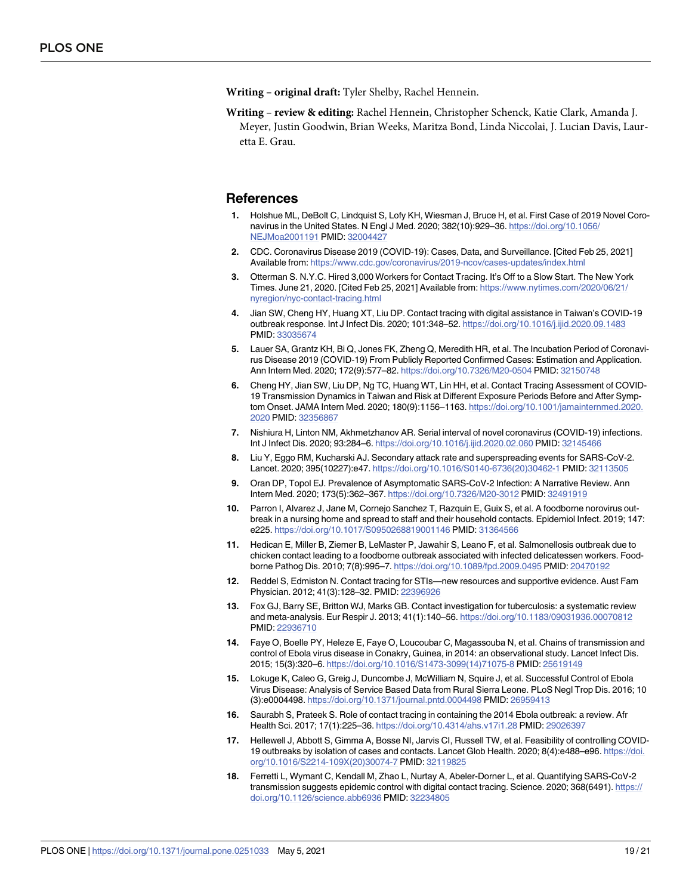**Writing – original draft:** Tyler Shelby, Rachel Hennein.

**Writing – review & editing:** Rachel Hennein, Christopher Schenck, Katie Clark, Amanda J. Meyer, Justin Goodwin, Brian Weeks, Maritza Bond, Linda Niccolai, J. Lucian Davis, Lauretta E. Grau.

## References

1. Holshue ML, DeBolt C, Lindquist S, Lofy KH, Wiesman J, Bruce H, et al. First Case of 2019 Novel Coronavirus in the United States. N Engl J Med. 2020; 382(10):929–36. https://doi.org/10.1056/NEJMoa2001191 PMID: 32004427
2. CDC. Coronavirus Disease 2019 (COVID-19): Cases, Data, and Surveillance. [Cited Feb 25, 2021] Available from: https://www.cdc.gov/coronavirus/2019-ncov/cases-updates/index.html
3. Otterman S. N.Y.C. Hired 3,000 Workers for Contact Tracing. It's Off to a Slow Start. The New York Times. June 21, 2020. [Cited Feb 25, 2021] Available from: https://www.nytimes.com/2020/06/21/nyregion/nyc-contact-tracing.html
4. Jian SW, Cheng HY, Huang XT, Liu DP. Contact tracing with digital assistance in Taiwan's COVID-19 outbreak response. Int J Infect Dis. 2020; 101:348–52. https://doi.org/10.1016/j.ijid.2020.09.1483 PMID: 33035674
5. Lauer SA, Grantz KH, Bi Q, Jones FK, Zheng Q, Meredith HR, et al. The Incubation Period of Coronavirus Disease 2019 (COVID-19) From Publicly Reported Confirmed Cases: Estimation and Application. Ann Intern Med. 2020; 172(9):577–82. https://doi.org/10.7326/M20-0504 PMID: 32150748
6. Cheng HY, Jian SW, Liu DP, Ng TC, Huang WT, Lin HH, et al. Contact Tracing Assessment of COVID-19 Transmission Dynamics in Taiwan and Risk at Different Exposure Periods Before and After Symptom Onset. JAMA Intern Med. 2020; 180(9):1156–1163. https://doi.org/10.1001/jamainternmed.2020.2020 PMID: 32356867
7. Nishiura H, Linton NM, Akhmetzhanov AR. Serial interval of novel coronavirus (COVID-19) infections. Int J Infect Dis. 2020; 93:284–6. https://doi.org/10.1016/j.ijid.2020.02.060 PMID: 32145466
8. Liu Y, Eggo RM, Kucharski AJ. Secondary attack rate and superspreading events for SARS-CoV-2. Lancet. 2020; 395(10227):e47. https://doi.org/10.1016/S0140-6736(20)30462-1 PMID: 32113505
9. Oran DP, Topol EJ. Prevalence of Asymptomatic SARS-CoV-2 Infection: A Narrative Review. Ann Intern Med. 2020; 173(5):362–367. https://doi.org/10.7326/M20-3012 PMID: 32491919
10. Parron I, Alvarez J, Jane M, Cornejo Sanchez T, Razquin E, Guix S, et al. A foodborne norovirus outbreak in a nursing home and spread to staff and their household contacts. Epidemiol Infect. 2019; 147:e225. https://doi.org/10.1017/S0950268819001146 PMID: 31364566
11. Hedican E, Miller B, Ziemer B, LeMaster P, Jawahir S, Leano F, et al. Salmonellosis outbreak due to chicken contact leading to a foodborne outbreak associated with infected delicatessen workers. Foodborne Pathog Dis. 2010; 7(8):995–7. https://doi.org/10.1089/fpd.2009.0495 PMID: 20470192
12. Reddel S, Edmiston N. Contact tracing for STIs—new resources and supportive evidence. Aust Fam Physician. 2012; 41(3):128–32. PMID: 22396926
13. Fox GJ, Barry SE, Britton WJ, Marks GB. Contact investigation for tuberculosis: a systematic review and meta-analysis. Eur Respir J. 2013; 41(1):140–56. https://doi.org/10.1183/09031936.00070812 PMID: 22936710
14. Faye O, Boelle PY, Heleze E, Faye O, Loucoubar C, Magassouba N, et al. Chains of transmission and control of Ebola virus disease in Conakry, Guinea, in 2014: an observational study. Lancet Infect Dis. 2015; 15(3):320–6. https://doi.org/10.1016/S1473-3099(14)71075-8 PMID: 25619149
15. Lokuge K, Caleo G, Greig J, Duncombe J, McWilliam N, Squire J, et al. Successful Control of Ebola Virus Disease: Analysis of Service Based Data from Rural Sierra Leone. PLoS Negl Trop Dis. 2016; 10(3):e0004498. https://doi.org/10.1371/journal.pntd.0004498 PMID: 26959413
16. Saurabh S, Prateek S. Role of contact tracing in containing the 2014 Ebola outbreak: a review. Afr Health Sci. 2017; 17(1):225–36. https://doi.org/10.4314/ahs.v17i1.28 PMID: 29026397
17. Hellewell J, Abbott S, Gimma A, Bosse NI, Jarvis CI, Russell TW, et al. Feasibility of controlling COVID-19 outbreaks by isolation of cases and contacts. Lancet Glob Health. 2020; 8(4):e488–e96. https://doi.org/10.1016/S2214-109X(20)30074-7 PMID: 32119825
18. Ferretti L, Wymant C, Kendall M, Zhao L, Nurtay A, Abeler-Dorner L, et al. Quantifying SARS-CoV-2 transmission suggests epidemic control with digital contact tracing. Science. 2020; 368(6491). https://doi.org/10.1126/science.abb6936 PMID: 32234805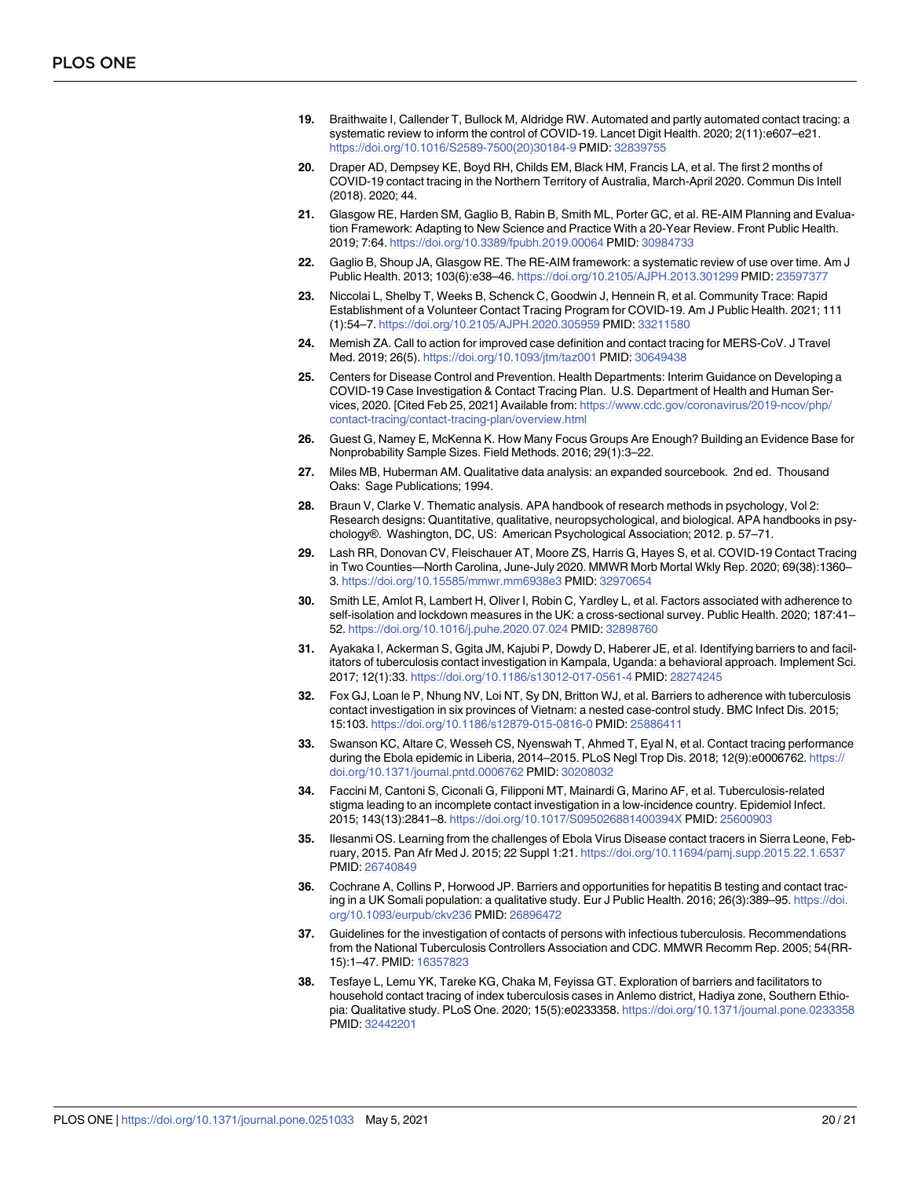19. Braithwaite I, Callender T, Bullock M, Aldridge RW. Automated and partly automated contact tracing: a systematic review to inform the control of COVID-19. Lancet Digit Health. 2020; 2(11):e607–e21. https://doi.org/10.1016/S2589-7500(20)30184-9 PMID: 32839755

20. Draper AD, Dempsey KE, Boyd RH, Childs EM, Black HM, Francis LA, et al. The first 2 months of COVID-19 contact tracing in the Northern Territory of Australia, March-April 2020. Commun Dis Intell (2018). 2020; 44.

21. Glasgow RE, Harden SM, Gaglio B, Rabin B, Smith ML, Porter GC, et al. RE-AIM Planning and Evaluation Framework: Adapting to New Science and Practice With a 20-Year Review. Front Public Health. 2019; 7:64. https://doi.org/10.3389/fpubh.2019.00064 PMID: 30984733

22. Gaglio B, Shoup JA, Glasgow RE. The RE-AIM framework: a systematic review of use over time. Am J Public Health. 2013; 103(6):e38–46. https://doi.org/10.2105/AJPH.2013.301299 PMID: 23597377

23. Niccolai L, Shelby T, Weeks B, Schenck C, Goodwin J, Hennein R, et al. Community Trace: Rapid Establishment of a Volunteer Contact Tracing Program for COVID-19. Am J Public Health. 2021; 111 (1):54–7. https://doi.org/10.2105/AJPH.2020.305959 PMID: 33211580

24. Memish ZA. Call to action for improved case definition and contact tracing for MERS-CoV. J Travel Med. 2019; 26(5). https://doi.org/10.1093/jtm/taz001 PMID: 30649438

25. Centers for Disease Control and Prevention. Health Departments: Interim Guidance on Developing a COVID-19 Case Investigation & Contact Tracing Plan. U.S. Department of Health and Human Services, 2020. [Cited Feb 25, 2021] Available from: https://www.cdc.gov/coronavirus/2019-ncov/php/contact-tracing/contact-tracing-plan/overview.html

26. Guest G, Namey E, McKenna K. How Many Focus Groups Are Enough? Building an Evidence Base for Nonprobability Sample Sizes. Field Methods. 2016; 29(1):3–22.

27. Miles MB, Huberman AM. Qualitative data analysis: an expanded sourcebook. 2nd ed. Thousand Oaks: Sage Publications; 1994.

28. Braun V, Clarke V. Thematic analysis. APA handbook of research methods in psychology, Vol 2: Research designs: Quantitative, qualitative, neuropsychological, and biological. APA handbooks in psychology®. Washington, DC, US: American Psychological Association; 2012. p. 57–71.

29. Lash RR, Donovan CV, Fleischauer AT, Moore ZS, Harris G, Hayes S, et al. COVID-19 Contact Tracing in Two Counties—North Carolina, June-July 2020. MMWR Morb Mortal Wkly Rep. 2020; 69(38):1360–3. https://doi.org/10.15585/mmwr.mm6938e3 PMID: 32970654

30. Smith LE, Amlot R, Lambert H, Oliver I, Robin C, Yardley L, et al. Factors associated with adherence to self-isolation and lockdown measures in the UK: a cross-sectional survey. Public Health. 2020; 187:41–52. https://doi.org/10.1016/j.puhe.2020.07.024 PMID: 32898760

31. Ayakaka I, Ackerman S, Ggita JM, Kajubi P, Dowdy D, Haberer JE, et al. Identifying barriers to and facilitators of tuberculosis contact investigation in Kampala, Uganda: a behavioral approach. Implement Sci. 2017; 12(1):33. https://doi.org/10.1186/s13012-017-0561-4 PMID: 28274245

32. Fox GJ, Loan le P, Nhung NV, Loi NT, Sy DN, Britton WJ, et al. Barriers to adherence with tuberculosis contact investigation in six provinces of Vietnam: a nested case-control study. BMC Infect Dis. 2015; 15:103. https://doi.org/10.1186/s12879-015-0816-0 PMID: 25886411

33. Swanson KC, Altare C, Wesseh CS, Nyenswah T, Ahmed T, Eyal N, et al. Contact tracing performance during the Ebola epidemic in Liberia, 2014–2015. PLoS Negl Trop Dis. 2018; 12(9):e0006762. https://doi.org/10.1371/journal.pntd.0006762 PMID: 30208032

34. Faccini M, Cantoni S, Ciconali G, Filipponi MT, Mainardi G, Marino AF, et al. Tuberculosis-related stigma leading to an incomplete contact investigation in a low-incidence country. Epidemiol Infect. 2015; 143(13):2841–8. https://doi.org/10.1017/S095026881400394X PMID: 25600903

35. Ilesanmi OS. Learning from the challenges of Ebola Virus Disease contact tracers in Sierra Leone, February, 2015. Pan Afr Med J. 2015; 22 Suppl 1:21. https://doi.org/10.11694/pamj.supp.2015.22.1.6537 PMID: 26740849

36. Cochrane A, Collins P, Horwood JP. Barriers and opportunities for hepatitis B testing and contact tracing in a UK Somali population: a qualitative study. Eur J Public Health. 2016; 26(3):389–95. https://doi.org/10.1093/eurpub/ckv236 PMID: 26896472

37. Guidelines for the investigation of contacts of persons with infectious tuberculosis. Recommendations from the National Tuberculosis Controllers Association and CDC. MMWR Recomm Rep. 2005; 54(RR-15):1–47. PMID: 16357823

38. Tesfaye L, Lemu YK, Tareke KG, Chaka M, Feyissa GT. Exploration of barriers and facilitators to household contact tracing of index tuberculosis cases in Anlemo district, Hadiya zone, Southern Ethiopia: Qualitative study. PLoS One. 2020; 15(5):e0233358. https://doi.org/10.1371/journal.pone.0233358 PMID: 32442201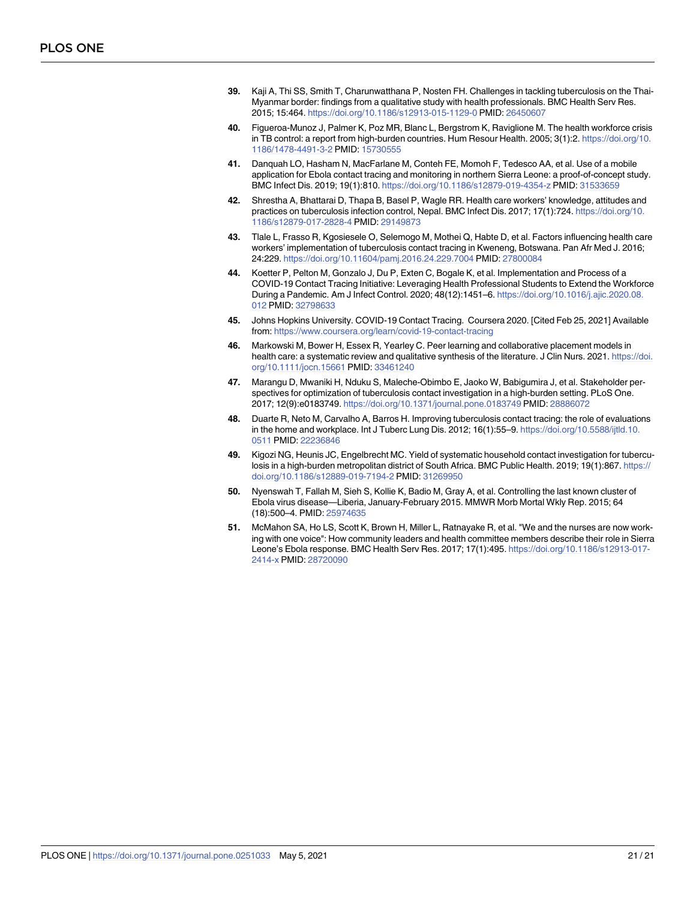39. Kaji A, Thi SS, Smith T, Charunwatthana P, Nosten FH. Challenges in tackling tuberculosis on the Thai-Myanmar border: findings from a qualitative study with health professionals. BMC Health Serv Res. 2015; 15:464. https://doi.org/10.1186/s12913-015-1129-0 PMID: 26450607

40. Figueroa-Munoz J, Palmer K, Poz MR, Blanc L, Bergstrom K, Raviglione M. The health workforce crisis in TB control: a report from high-burden countries. Hum Resour Health. 2005; 3(1):2. https://doi.org/10.1186/1478-4491-3-2 PMID: 15730555

41. Danquah LO, Hasham N, MacFarlane M, Conteh FE, Momoh F, Tedesco AA, et al. Use of a mobile application for Ebola contact tracing and monitoring in northern Sierra Leone: a proof-of-concept study. BMC Infect Dis. 2019; 19(1):810. https://doi.org/10.1186/s12879-019-4354-z PMID: 31533659

42. Shrestha A, Bhattarai D, Thapa B, Basel P, Wagle RR. Health care workers' knowledge, attitudes and practices on tuberculosis infection control, Nepal. BMC Infect Dis. 2017; 17(1):724. https://doi.org/10.1186/s12879-017-2828-4 PMID: 29149873

43. Tlale L, Frasso R, Kgosiesele O, Selemogo M, Mothei Q, Habte D, et al. Factors influencing health care workers' implementation of tuberculosis contact tracing in Kweneng, Botswana. Pan Afr Med J. 2016; 24:229. https://doi.org/10.11604/pamj.2016.24.229.7004 PMID: 27800084

44. Koetter P, Pelton M, Gonzalo J, Du P, Exten C, Bogale K, et al. Implementation and Process of a COVID-19 Contact Tracing Initiative: Leveraging Health Professional Students to Extend the Workforce During a Pandemic. Am J Infect Control. 2020; 48(12):1451–6. https://doi.org/10.1016/j.ajic.2020.08.012 PMID: 32798633

45. Johns Hopkins University. COVID-19 Contact Tracing. Coursera 2020. [Cited Feb 25, 2021] Available from: https://www.coursera.org/learn/covid-19-contact-tracing

46. Markowski M, Bower H, Essex R, Yearley C. Peer learning and collaborative placement models in health care: a systematic review and qualitative synthesis of the literature. J Clin Nurs. 2021. https://doi.org/10.1111/jocn.15661 PMID: 33461240

47. Marangu D, Mwaniki H, Nduku S, Maleche-Obimbo E, Jaoko W, Babigumira J, et al. Stakeholder perspectives for optimization of tuberculosis contact investigation in a high-burden setting. PLoS One. 2017; 12(9):e0183749. https://doi.org/10.1371/journal.pone.0183749 PMID: 28886072

48. Duarte R, Neto M, Carvalho A, Barros H. Improving tuberculosis contact tracing: the role of evaluations in the home and workplace. Int J Tuberc Lung Dis. 2012; 16(1):55–9. https://doi.org/10.5588/ijtld.10.0511 PMID: 22236846

49. Kigozi NG, Heunis JC, Engelbrecht MC. Yield of systematic household contact investigation for tuberculosis in a high-burden metropolitan district of South Africa. BMC Public Health. 2019; 19(1):867. https://doi.org/10.1186/s12889-019-7194-2 PMID: 31269950

50. Nyenswah T, Fallah M, Sieh S, Kollie K, Badio M, Gray A, et al. Controlling the last known cluster of Ebola virus disease—Liberia, January-February 2015. MMWR Morb Mortal Wkly Rep. 2015; 64(18):500–4. PMID: 25974635

51. McMahon SA, Ho LS, Scott K, Brown H, Miller L, Ratnayake R, et al. "We and the nurses are now working with one voice": How community leaders and health committee members describe their role in Sierra Leone's Ebola response. BMC Health Serv Res. 2017; 17(1):495. https://doi.org/10.1186/s12913-017-2414-x PMID: 28720090